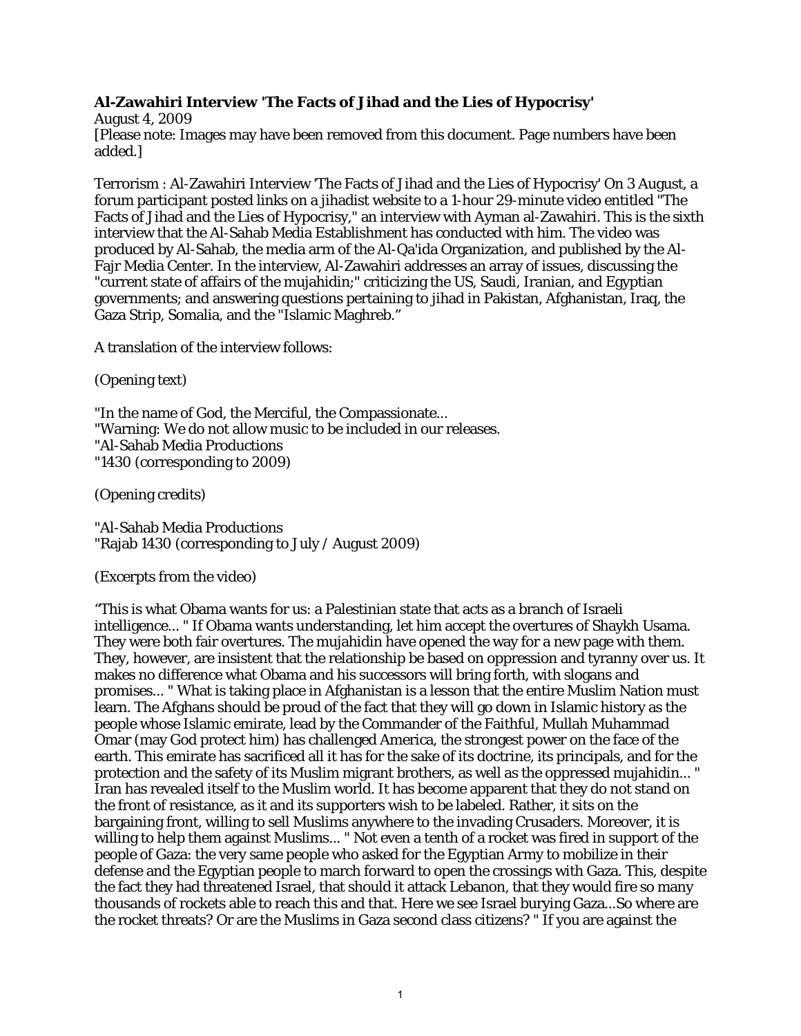**Al-Zawahiri Interview 'The Facts of Jihad and the Lies of Hypocrisy'**
August 4, 2009
[Please note: Images may have been removed from this document. Page numbers have been added.]

Terrorism : Al-Zawahiri Interview 'The Facts of Jihad and the Lies of Hypocrisy' On 3 August, a forum participant posted links on a jihadist website to a 1-hour 29-minute video entitled "The Facts of Jihad and the Lies of Hypocrisy," an interview with Ayman al-Zawahiri. This is the sixth interview that the Al-Sahab Media Establishment has conducted with him. The video was produced by Al-Sahab, the media arm of the Al-Qa'ida Organization, and published by the Al-Fajr Media Center. In the interview, Al-Zawahiri addresses an array of issues, discussing the "current state of affairs of the mujahidin;" criticizing the US, Saudi, Iranian, and Egyptian governments; and answering questions pertaining to jihad in Pakistan, Afghanistan, Iraq, the Gaza Strip, Somalia, and the "Islamic Maghreb."

A translation of the interview follows:

(Opening text)

"In the name of God, the Merciful, the Compassionate...
"Warning: We do not allow music to be included in our releases.
"Al-Sahab Media Productions
"1430 (corresponding to 2009)

(Opening credits)

"Al-Sahab Media Productions
"Rajab 1430 (corresponding to July / August 2009)

(Excerpts from the video)

"This is what Obama wants for us: a Palestinian state that acts as a branch of Israeli intelligence... " If Obama wants understanding, let him accept the overtures of Shaykh Usama. They were both fair overtures. The mujahidin have opened the way for a new page with them. They, however, are insistent that the relationship be based on oppression and tyranny over us. It makes no difference what Obama and his successors will bring forth, with slogans and promises... " What is taking place in Afghanistan is a lesson that the entire Muslim Nation must learn. The Afghans should be proud of the fact that they will go down in Islamic history as the people whose Islamic emirate, lead by the Commander of the Faithful, Mullah Muhammad Omar (may God protect him) has challenged America, the strongest power on the face of the earth. This emirate has sacrificed all it has for the sake of its doctrine, its principals, and for the protection and the safety of its Muslim migrant brothers, as well as the oppressed mujahidin... " Iran has revealed itself to the Muslim world. It has become apparent that they do not stand on the front of resistance, as it and its supporters wish to be labeled. Rather, it sits on the bargaining front, willing to sell Muslims anywhere to the invading Crusaders. Moreover, it is willing to help them against Muslims... " Not even a tenth of a rocket was fired in support of the people of Gaza: the very same people who asked for the Egyptian Army to mobilize in their defense and the Egyptian people to march forward to open the crossings with Gaza. This, despite the fact they had threatened Israel, that should it attack Lebanon, that they would fire so many thousands of rockets able to reach this and that. Here we see Israel burying Gaza...So where are the rocket threats? Or are the Muslims in Gaza second class citizens? " If you are against the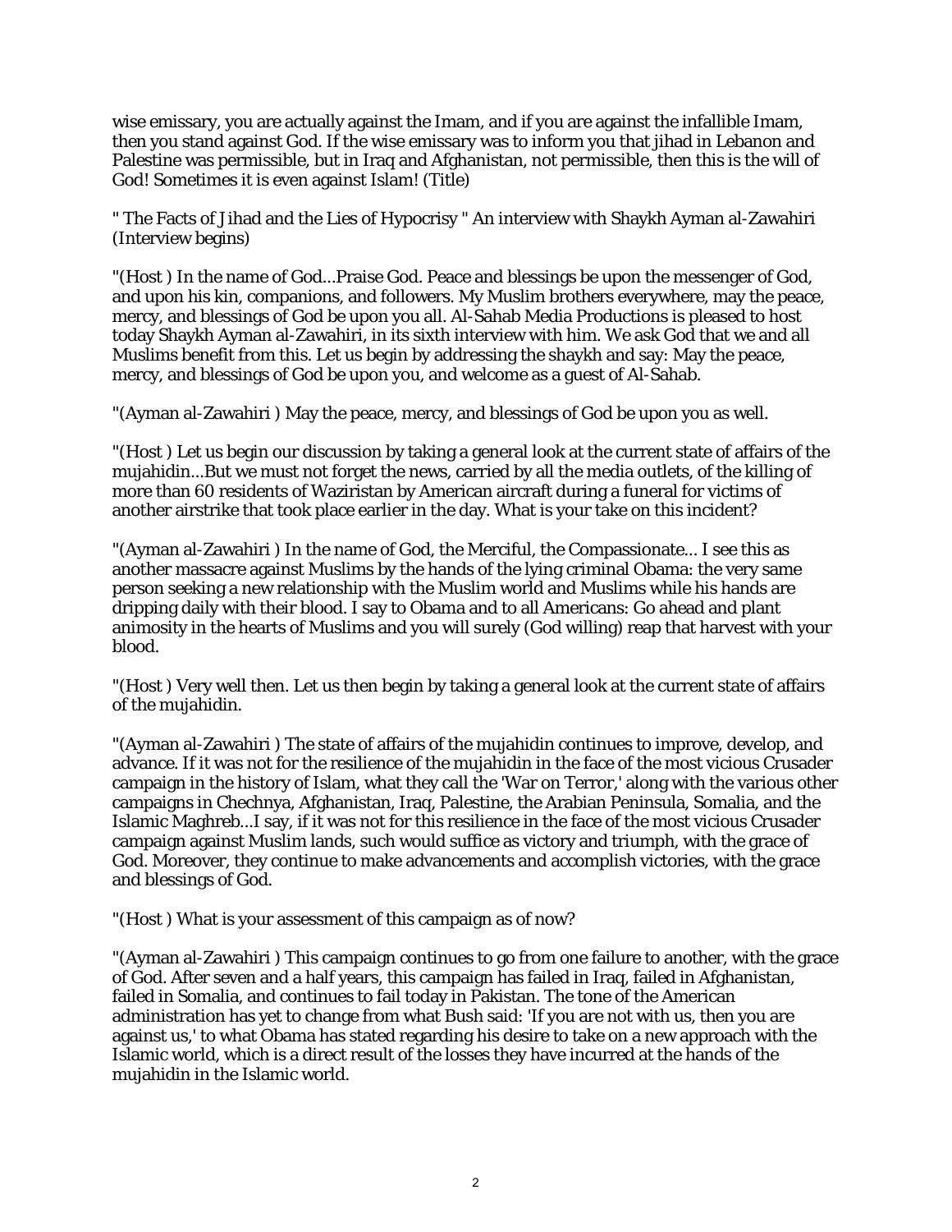wise emissary, you are actually against the Imam, and if you are against the infallible Imam, then you stand against God. If the wise emissary was to inform you that jihad in Lebanon and Palestine was permissible, but in Iraq and Afghanistan, not permissible, then this is the will of God! Sometimes it is even against Islam! (Title)

" The Facts of Jihad and the Lies of Hypocrisy " An interview with Shaykh Ayman al-Zawahiri (Interview begins)

"(Host ) In the name of God...Praise God. Peace and blessings be upon the messenger of God, and upon his kin, companions, and followers. My Muslim brothers everywhere, may the peace, mercy, and blessings of God be upon you all. Al-Sahab Media Productions is pleased to host today Shaykh Ayman al-Zawahiri, in its sixth interview with him. We ask God that we and all Muslims benefit from this. Let us begin by addressing the shaykh and say: May the peace, mercy, and blessings of God be upon you, and welcome as a guest of Al-Sahab.

"(Ayman al-Zawahiri ) May the peace, mercy, and blessings of God be upon you as well.

"(Host ) Let us begin our discussion by taking a general look at the current state of affairs of the mujahidin...But we must not forget the news, carried by all the media outlets, of the killing of more than 60 residents of Waziristan by American aircraft during a funeral for victims of another airstrike that took place earlier in the day. What is your take on this incident?

"(Ayman al-Zawahiri ) In the name of God, the Merciful, the Compassionate... I see this as another massacre against Muslims by the hands of the lying criminal Obama: the very same person seeking a new relationship with the Muslim world and Muslims while his hands are dripping daily with their blood. I say to Obama and to all Americans: Go ahead and plant animosity in the hearts of Muslims and you will surely (God willing) reap that harvest with your blood.

"(Host ) Very well then. Let us then begin by taking a general look at the current state of affairs of the mujahidin.

"(Ayman al-Zawahiri ) The state of affairs of the mujahidin continues to improve, develop, and advance. If it was not for the resilience of the mujahidin in the face of the most vicious Crusader campaign in the history of Islam, what they call the 'War on Terror,' along with the various other campaigns in Chechnya, Afghanistan, Iraq, Palestine, the Arabian Peninsula, Somalia, and the Islamic Maghreb...I say, if it was not for this resilience in the face of the most vicious Crusader campaign against Muslim lands, such would suffice as victory and triumph, with the grace of God. Moreover, they continue to make advancements and accomplish victories, with the grace and blessings of God.

"(Host ) What is your assessment of this campaign as of now?

"(Ayman al-Zawahiri ) This campaign continues to go from one failure to another, with the grace of God. After seven and a half years, this campaign has failed in Iraq, failed in Afghanistan, failed in Somalia, and continues to fail today in Pakistan. The tone of the American administration has yet to change from what Bush said: 'If you are not with us, then you are against us,' to what Obama has stated regarding his desire to take on a new approach with the Islamic world, which is a direct result of the losses they have incurred at the hands of the mujahidin in the Islamic world.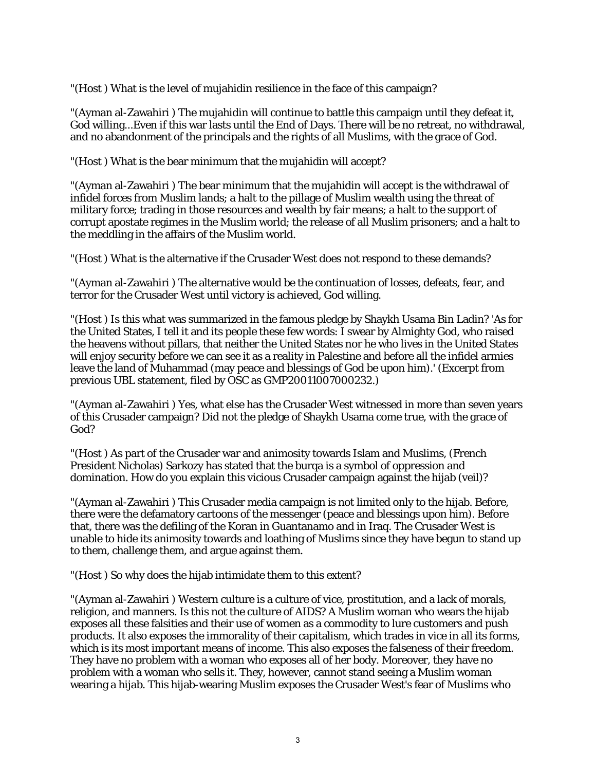"(Host ) What is the level of mujahidin resilience in the face of this campaign?

"(Ayman al-Zawahiri ) The mujahidin will continue to battle this campaign until they defeat it, God willing...Even if this war lasts until the End of Days. There will be no retreat, no withdrawal, and no abandonment of the principals and the rights of all Muslims, with the grace of God.

"(Host ) What is the bear minimum that the mujahidin will accept?

"(Ayman al-Zawahiri ) The bear minimum that the mujahidin will accept is the withdrawal of infidel forces from Muslim lands; a halt to the pillage of Muslim wealth using the threat of military force; trading in those resources and wealth by fair means; a halt to the support of corrupt apostate regimes in the Muslim world; the release of all Muslim prisoners; and a halt to the meddling in the affairs of the Muslim world.

"(Host ) What is the alternative if the Crusader West does not respond to these demands?

"(Ayman al-Zawahiri ) The alternative would be the continuation of losses, defeats, fear, and terror for the Crusader West until victory is achieved, God willing.

"(Host ) Is this what was summarized in the famous pledge by Shaykh Usama Bin Ladin? 'As for the United States, I tell it and its people these few words: I swear by Almighty God, who raised the heavens without pillars, that neither the United States nor he who lives in the United States will enjoy security before we can see it as a reality in Palestine and before all the infidel armies leave the land of Muhammad (may peace and blessings of God be upon him).' (Excerpt from previous UBL statement, filed by OSC as GMP20011007000232.)

"(Ayman al-Zawahiri ) Yes, what else has the Crusader West witnessed in more than seven years of this Crusader campaign? Did not the pledge of Shaykh Usama come true, with the grace of God?

"(Host ) As part of the Crusader war and animosity towards Islam and Muslims, (French President Nicholas) Sarkozy has stated that the burqa is a symbol of oppression and domination. How do you explain this vicious Crusader campaign against the hijab (veil)?

"(Ayman al-Zawahiri ) This Crusader media campaign is not limited only to the hijab. Before, there were the defamatory cartoons of the messenger (peace and blessings upon him). Before that, there was the defiling of the Koran in Guantanamo and in Iraq. The Crusader West is unable to hide its animosity towards and loathing of Muslims since they have begun to stand up to them, challenge them, and argue against them.

"(Host ) So why does the hijab intimidate them to this extent?

"(Ayman al-Zawahiri ) Western culture is a culture of vice, prostitution, and a lack of morals, religion, and manners. Is this not the culture of AIDS? A Muslim woman who wears the hijab exposes all these falsities and their use of women as a commodity to lure customers and push products. It also exposes the immorality of their capitalism, which trades in vice in all its forms, which is its most important means of income. This also exposes the falseness of their freedom. They have no problem with a woman who exposes all of her body. Moreover, they have no problem with a woman who sells it. They, however, cannot stand seeing a Muslim woman wearing a hijab. This hijab-wearing Muslim exposes the Crusader West's fear of Muslims who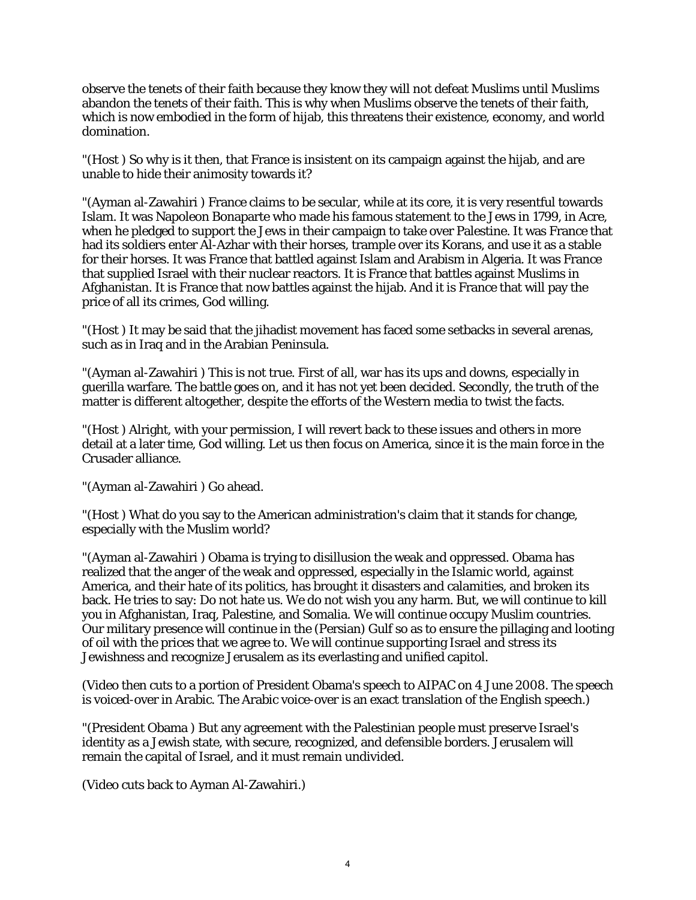observe the tenets of their faith because they know they will not defeat Muslims until Muslims abandon the tenets of their faith. This is why when Muslims observe the tenets of their faith, which is now embodied in the form of hijab, this threatens their existence, economy, and world domination.

"(Host ) So why is it then, that France is insistent on its campaign against the hijab, and are unable to hide their animosity towards it?

"(Ayman al-Zawahiri ) France claims to be secular, while at its core, it is very resentful towards Islam. It was Napoleon Bonaparte who made his famous statement to the Jews in 1799, in Acre, when he pledged to support the Jews in their campaign to take over Palestine. It was France that had its soldiers enter Al-Azhar with their horses, trample over its Korans, and use it as a stable for their horses. It was France that battled against Islam and Arabism in Algeria. It was France that supplied Israel with their nuclear reactors. It is France that battles against Muslims in Afghanistan. It is France that now battles against the hijab. And it is France that will pay the price of all its crimes, God willing.

"(Host ) It may be said that the jihadist movement has faced some setbacks in several arenas, such as in Iraq and in the Arabian Peninsula.

"(Ayman al-Zawahiri ) This is not true. First of all, war has its ups and downs, especially in guerilla warfare. The battle goes on, and it has not yet been decided. Secondly, the truth of the matter is different altogether, despite the efforts of the Western media to twist the facts.

"(Host ) Alright, with your permission, I will revert back to these issues and others in more detail at a later time, God willing. Let us then focus on America, since it is the main force in the Crusader alliance.

"(Ayman al-Zawahiri ) Go ahead.

"(Host ) What do you say to the American administration's claim that it stands for change, especially with the Muslim world?

"(Ayman al-Zawahiri ) Obama is trying to disillusion the weak and oppressed. Obama has realized that the anger of the weak and oppressed, especially in the Islamic world, against America, and their hate of its politics, has brought it disasters and calamities, and broken its back. He tries to say: Do not hate us. We do not wish you any harm. But, we will continue to kill you in Afghanistan, Iraq, Palestine, and Somalia. We will continue occupy Muslim countries. Our military presence will continue in the (Persian) Gulf so as to ensure the pillaging and looting of oil with the prices that we agree to. We will continue supporting Israel and stress its Jewishness and recognize Jerusalem as its everlasting and unified capitol.

(Video then cuts to a portion of President Obama's speech to AIPAC on 4 June 2008. The speech is voiced-over in Arabic. The Arabic voice-over is an exact translation of the English speech.)

"(President Obama ) But any agreement with the Palestinian people must preserve Israel's identity as a Jewish state, with secure, recognized, and defensible borders. Jerusalem will remain the capital of Israel, and it must remain undivided.

(Video cuts back to Ayman Al-Zawahiri.)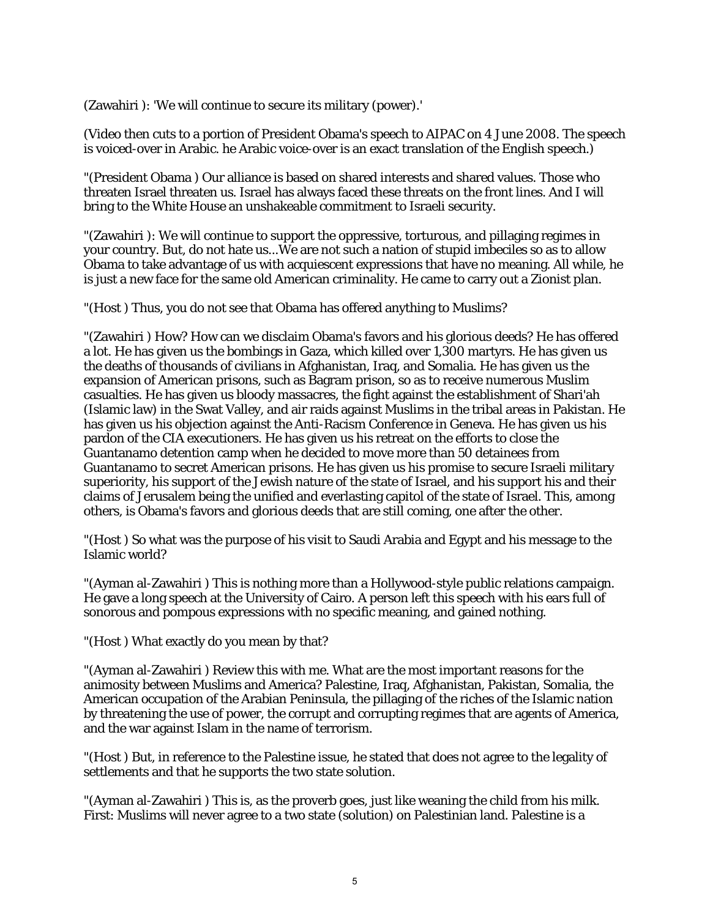(Zawahiri ): 'We will continue to secure its military (power).'

(Video then cuts to a portion of President Obama's speech to AIPAC on 4 June 2008. The speech is voiced-over in Arabic. he Arabic voice-over is an exact translation of the English speech.)

"(President Obama ) Our alliance is based on shared interests and shared values. Those who threaten Israel threaten us. Israel has always faced these threats on the front lines. And I will bring to the White House an unshakeable commitment to Israeli security.

"(Zawahiri ): We will continue to support the oppressive, torturous, and pillaging regimes in your country. But, do not hate us...We are not such a nation of stupid imbeciles so as to allow Obama to take advantage of us with acquiescent expressions that have no meaning. All while, he is just a new face for the same old American criminality. He came to carry out a Zionist plan.

"(Host ) Thus, you do not see that Obama has offered anything to Muslims?

"(Zawahiri ) How? How can we disclaim Obama's favors and his glorious deeds? He has offered a lot. He has given us the bombings in Gaza, which killed over 1,300 martyrs. He has given us the deaths of thousands of civilians in Afghanistan, Iraq, and Somalia. He has given us the expansion of American prisons, such as Bagram prison, so as to receive numerous Muslim casualties. He has given us bloody massacres, the fight against the establishment of Shari'ah (Islamic law) in the Swat Valley, and air raids against Muslims in the tribal areas in Pakistan. He has given us his objection against the Anti-Racism Conference in Geneva. He has given us his pardon of the CIA executioners. He has given us his retreat on the efforts to close the Guantanamo detention camp when he decided to move more than 50 detainees from Guantanamo to secret American prisons. He has given us his promise to secure Israeli military superiority, his support of the Jewish nature of the state of Israel, and his support his and their claims of Jerusalem being the unified and everlasting capitol of the state of Israel. This, among others, is Obama's favors and glorious deeds that are still coming, one after the other.

"(Host ) So what was the purpose of his visit to Saudi Arabia and Egypt and his message to the Islamic world?

"(Ayman al-Zawahiri ) This is nothing more than a Hollywood-style public relations campaign. He gave a long speech at the University of Cairo. A person left this speech with his ears full of sonorous and pompous expressions with no specific meaning, and gained nothing.

"(Host ) What exactly do you mean by that?

"(Ayman al-Zawahiri ) Review this with me. What are the most important reasons for the animosity between Muslims and America? Palestine, Iraq, Afghanistan, Pakistan, Somalia, the American occupation of the Arabian Peninsula, the pillaging of the riches of the Islamic nation by threatening the use of power, the corrupt and corrupting regimes that are agents of America, and the war against Islam in the name of terrorism.

"(Host ) But, in reference to the Palestine issue, he stated that does not agree to the legality of settlements and that he supports the two state solution.

"(Ayman al-Zawahiri ) This is, as the proverb goes, just like weaning the child from his milk. First: Muslims will never agree to a two state (solution) on Palestinian land. Palestine is a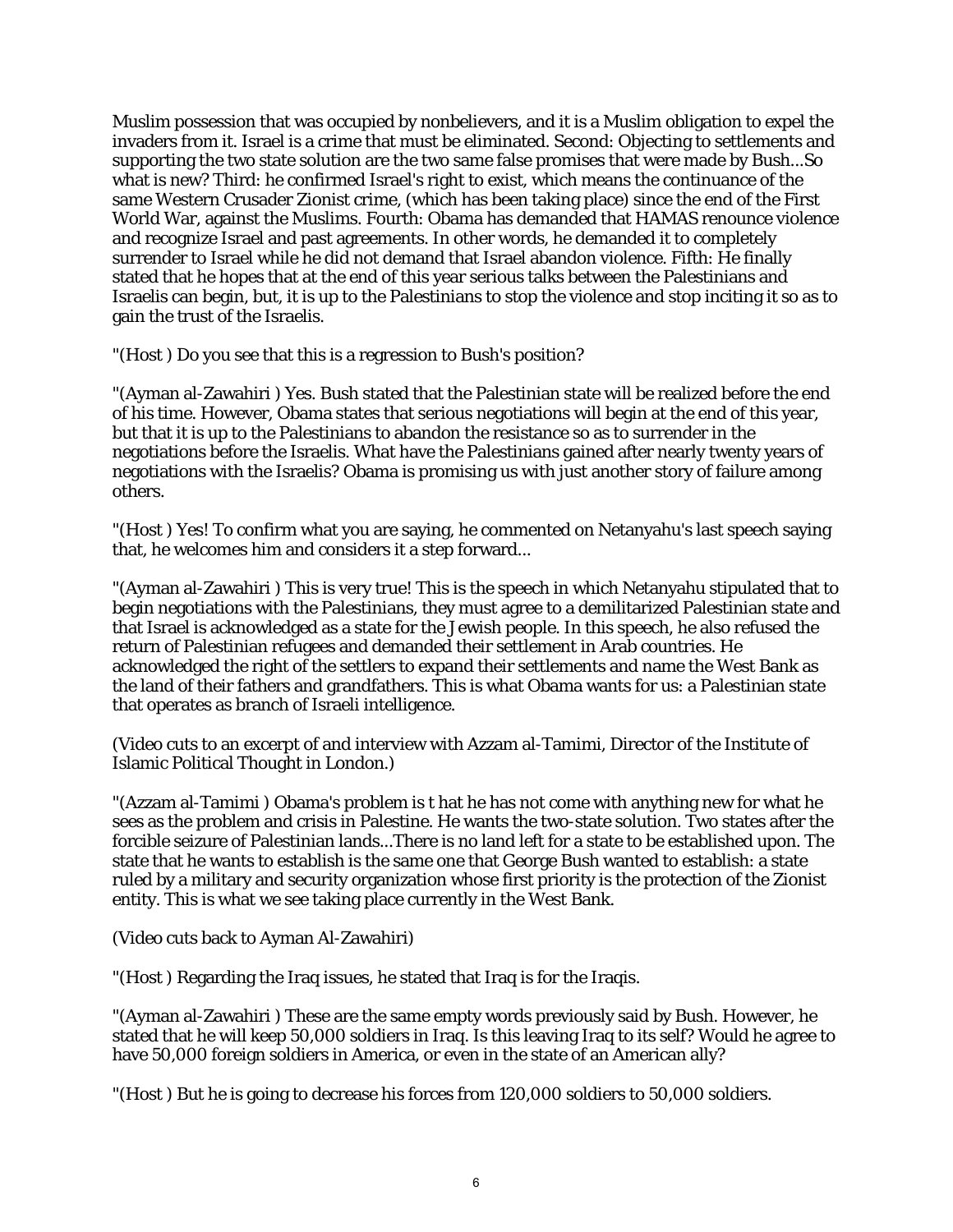Muslim possession that was occupied by nonbelievers, and it is a Muslim obligation to expel the invaders from it. Israel is a crime that must be eliminated. Second: Objecting to settlements and supporting the two state solution are the two same false promises that were made by Bush...So what is new? Third: he confirmed Israel's right to exist, which means the continuance of the same Western Crusader Zionist crime, (which has been taking place) since the end of the First World War, against the Muslims. Fourth: Obama has demanded that HAMAS renounce violence and recognize Israel and past agreements. In other words, he demanded it to completely surrender to Israel while he did not demand that Israel abandon violence. Fifth: He finally stated that he hopes that at the end of this year serious talks between the Palestinians and Israelis can begin, but, it is up to the Palestinians to stop the violence and stop inciting it so as to gain the trust of the Israelis.

"(Host ) Do you see that this is a regression to Bush's position?

"(Ayman al-Zawahiri ) Yes. Bush stated that the Palestinian state will be realized before the end of his time. However, Obama states that serious negotiations will begin at the end of this year, but that it is up to the Palestinians to abandon the resistance so as to surrender in the negotiations before the Israelis. What have the Palestinians gained after nearly twenty years of negotiations with the Israelis? Obama is promising us with just another story of failure among others.

"(Host ) Yes! To confirm what you are saying, he commented on Netanyahu's last speech saying that, he welcomes him and considers it a step forward...

"(Ayman al-Zawahiri ) This is very true! This is the speech in which Netanyahu stipulated that to begin negotiations with the Palestinians, they must agree to a demilitarized Palestinian state and that Israel is acknowledged as a state for the Jewish people. In this speech, he also refused the return of Palestinian refugees and demanded their settlement in Arab countries. He acknowledged the right of the settlers to expand their settlements and name the West Bank as the land of their fathers and grandfathers. This is what Obama wants for us: a Palestinian state that operates as branch of Israeli intelligence.

(Video cuts to an excerpt of and interview with Azzam al-Tamimi, Director of the Institute of Islamic Political Thought in London.)

"(Azzam al-Tamimi ) Obama's problem is t hat he has not come with anything new for what he sees as the problem and crisis in Palestine. He wants the two-state solution. Two states after the forcible seizure of Palestinian lands...There is no land left for a state to be established upon. The state that he wants to establish is the same one that George Bush wanted to establish: a state ruled by a military and security organization whose first priority is the protection of the Zionist entity. This is what we see taking place currently in the West Bank.

(Video cuts back to Ayman Al-Zawahiri)

"(Host ) Regarding the Iraq issues, he stated that Iraq is for the Iraqis.

"(Ayman al-Zawahiri ) These are the same empty words previously said by Bush. However, he stated that he will keep 50,000 soldiers in Iraq. Is this leaving Iraq to its self? Would he agree to have 50,000 foreign soldiers in America, or even in the state of an American ally?

"(Host ) But he is going to decrease his forces from 120,000 soldiers to 50,000 soldiers.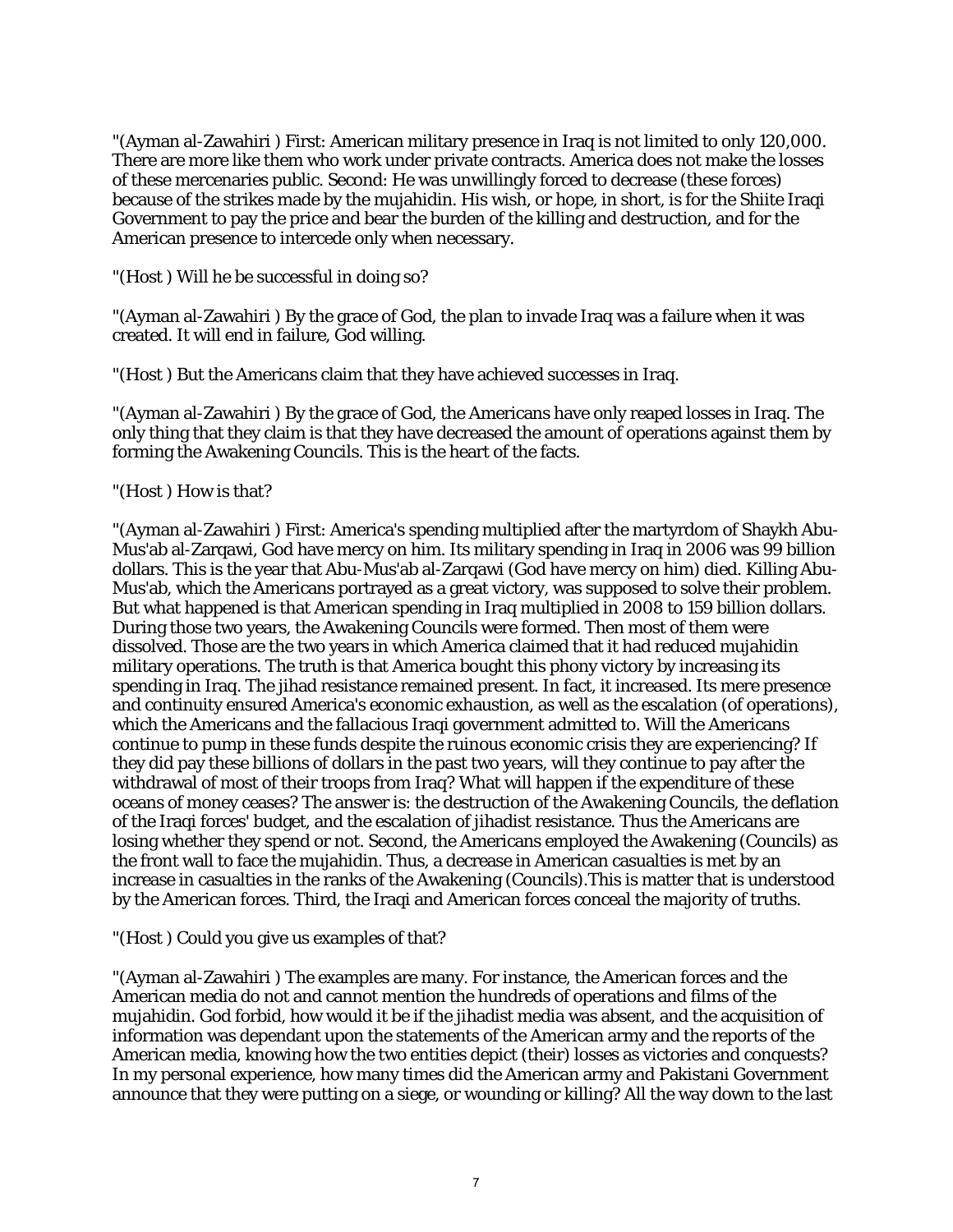"(Ayman al-Zawahiri ) First: American military presence in Iraq is not limited to only 120,000. There are more like them who work under private contracts. America does not make the losses of these mercenaries public. Second: He was unwillingly forced to decrease (these forces) because of the strikes made by the mujahidin. His wish, or hope, in short, is for the Shiite Iraqi Government to pay the price and bear the burden of the killing and destruction, and for the American presence to intercede only when necessary.

"(Host ) Will he be successful in doing so?

"(Ayman al-Zawahiri ) By the grace of God, the plan to invade Iraq was a failure when it was created. It will end in failure, God willing.

"(Host ) But the Americans claim that they have achieved successes in Iraq.

"(Ayman al-Zawahiri ) By the grace of God, the Americans have only reaped losses in Iraq. The only thing that they claim is that they have decreased the amount of operations against them by forming the Awakening Councils. This is the heart of the facts.

"(Host ) How is that?

"(Ayman al-Zawahiri ) First: America's spending multiplied after the martyrdom of Shaykh Abu-Mus'ab al-Zarqawi, God have mercy on him. Its military spending in Iraq in 2006 was 99 billion dollars. This is the year that Abu-Mus'ab al-Zarqawi (God have mercy on him) died. Killing Abu-Mus'ab, which the Americans portrayed as a great victory, was supposed to solve their problem. But what happened is that American spending in Iraq multiplied in 2008 to 159 billion dollars. During those two years, the Awakening Councils were formed. Then most of them were dissolved. Those are the two years in which America claimed that it had reduced mujahidin military operations. The truth is that America bought this phony victory by increasing its spending in Iraq. The jihad resistance remained present. In fact, it increased. Its mere presence and continuity ensured America's economic exhaustion, as well as the escalation (of operations), which the Americans and the fallacious Iraqi government admitted to. Will the Americans continue to pump in these funds despite the ruinous economic crisis they are experiencing? If they did pay these billions of dollars in the past two years, will they continue to pay after the withdrawal of most of their troops from Iraq? What will happen if the expenditure of these oceans of money ceases? The answer is: the destruction of the Awakening Councils, the deflation of the Iraqi forces' budget, and the escalation of jihadist resistance. Thus the Americans are losing whether they spend or not. Second, the Americans employed the Awakening (Councils) as the front wall to face the mujahidin. Thus, a decrease in American casualties is met by an increase in casualties in the ranks of the Awakening (Councils).This is matter that is understood by the American forces. Third, the Iraqi and American forces conceal the majority of truths.

"(Host ) Could you give us examples of that?

"(Ayman al-Zawahiri ) The examples are many. For instance, the American forces and the American media do not and cannot mention the hundreds of operations and films of the mujahidin. God forbid, how would it be if the jihadist media was absent, and the acquisition of information was dependant upon the statements of the American army and the reports of the American media, knowing how the two entities depict (their) losses as victories and conquests? In my personal experience, how many times did the American army and Pakistani Government announce that they were putting on a siege, or wounding or killing? All the way down to the last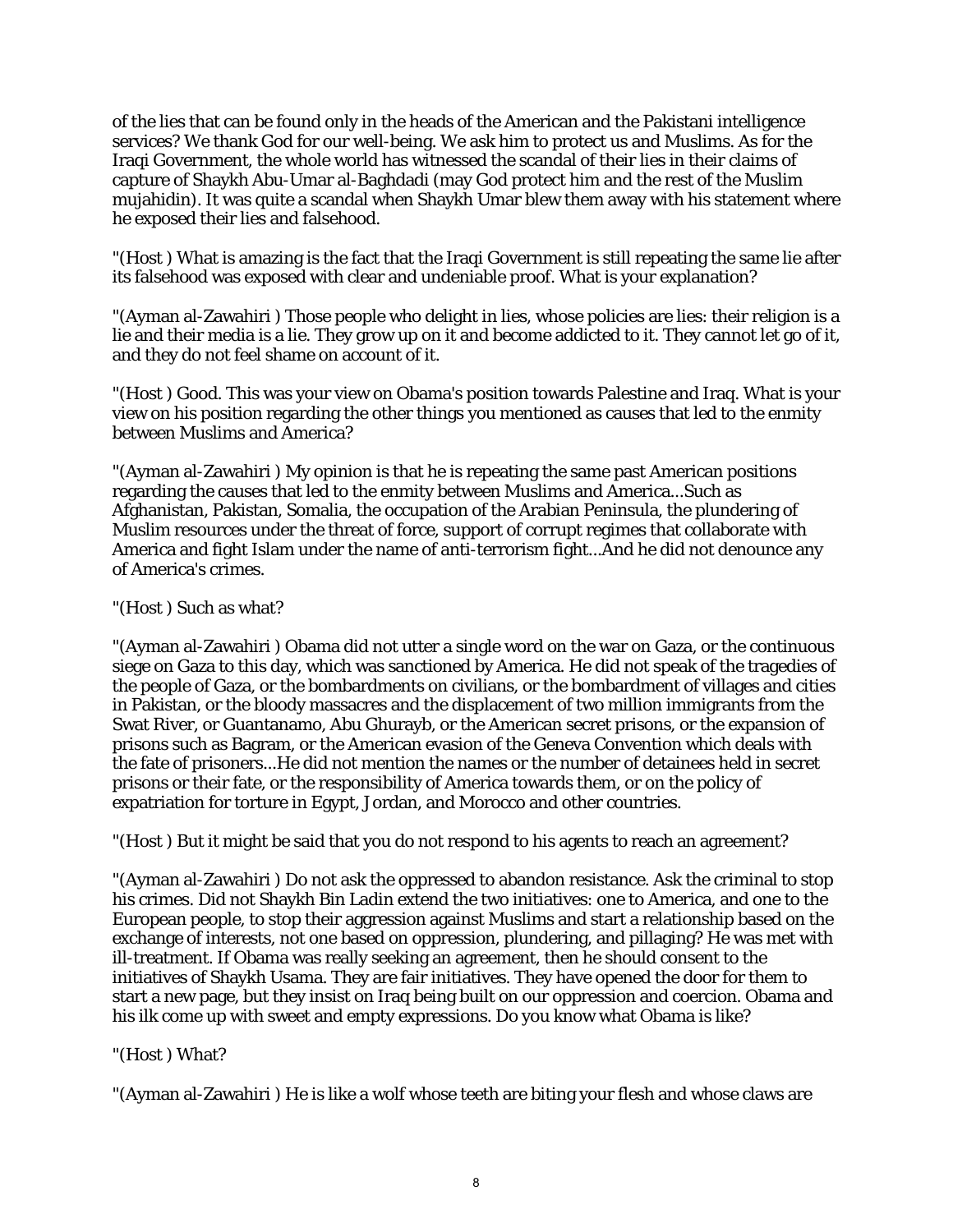of the lies that can be found only in the heads of the American and the Pakistani intelligence services? We thank God for our well-being. We ask him to protect us and Muslims. As for the Iraqi Government, the whole world has witnessed the scandal of their lies in their claims of capture of Shaykh Abu-Umar al-Baghdadi (may God protect him and the rest of the Muslim mujahidin). It was quite a scandal when Shaykh Umar blew them away with his statement where he exposed their lies and falsehood.

"(Host ) What is amazing is the fact that the Iraqi Government is still repeating the same lie after its falsehood was exposed with clear and undeniable proof. What is your explanation?

"(Ayman al-Zawahiri ) Those people who delight in lies, whose policies are lies: their religion is a lie and their media is a lie. They grow up on it and become addicted to it. They cannot let go of it, and they do not feel shame on account of it.

"(Host ) Good. This was your view on Obama's position towards Palestine and Iraq. What is your view on his position regarding the other things you mentioned as causes that led to the enmity between Muslims and America?

"(Ayman al-Zawahiri ) My opinion is that he is repeating the same past American positions regarding the causes that led to the enmity between Muslims and America...Such as Afghanistan, Pakistan, Somalia, the occupation of the Arabian Peninsula, the plundering of Muslim resources under the threat of force, support of corrupt regimes that collaborate with America and fight Islam under the name of anti-terrorism fight...And he did not denounce any of America's crimes.

"(Host ) Such as what?

"(Ayman al-Zawahiri ) Obama did not utter a single word on the war on Gaza, or the continuous siege on Gaza to this day, which was sanctioned by America. He did not speak of the tragedies of the people of Gaza, or the bombardments on civilians, or the bombardment of villages and cities in Pakistan, or the bloody massacres and the displacement of two million immigrants from the Swat River, or Guantanamo, Abu Ghurayb, or the American secret prisons, or the expansion of prisons such as Bagram, or the American evasion of the Geneva Convention which deals with the fate of prisoners...He did not mention the names or the number of detainees held in secret prisons or their fate, or the responsibility of America towards them, or on the policy of expatriation for torture in Egypt, Jordan, and Morocco and other countries.

"(Host ) But it might be said that you do not respond to his agents to reach an agreement?

"(Ayman al-Zawahiri ) Do not ask the oppressed to abandon resistance. Ask the criminal to stop his crimes. Did not Shaykh Bin Ladin extend the two initiatives: one to America, and one to the European people, to stop their aggression against Muslims and start a relationship based on the exchange of interests, not one based on oppression, plundering, and pillaging? He was met with ill-treatment. If Obama was really seeking an agreement, then he should consent to the initiatives of Shaykh Usama. They are fair initiatives. They have opened the door for them to start a new page, but they insist on Iraq being built on our oppression and coercion. Obama and his ilk come up with sweet and empty expressions. Do you know what Obama is like?

"(Host ) What?

"(Ayman al-Zawahiri ) He is like a wolf whose teeth are biting your flesh and whose claws are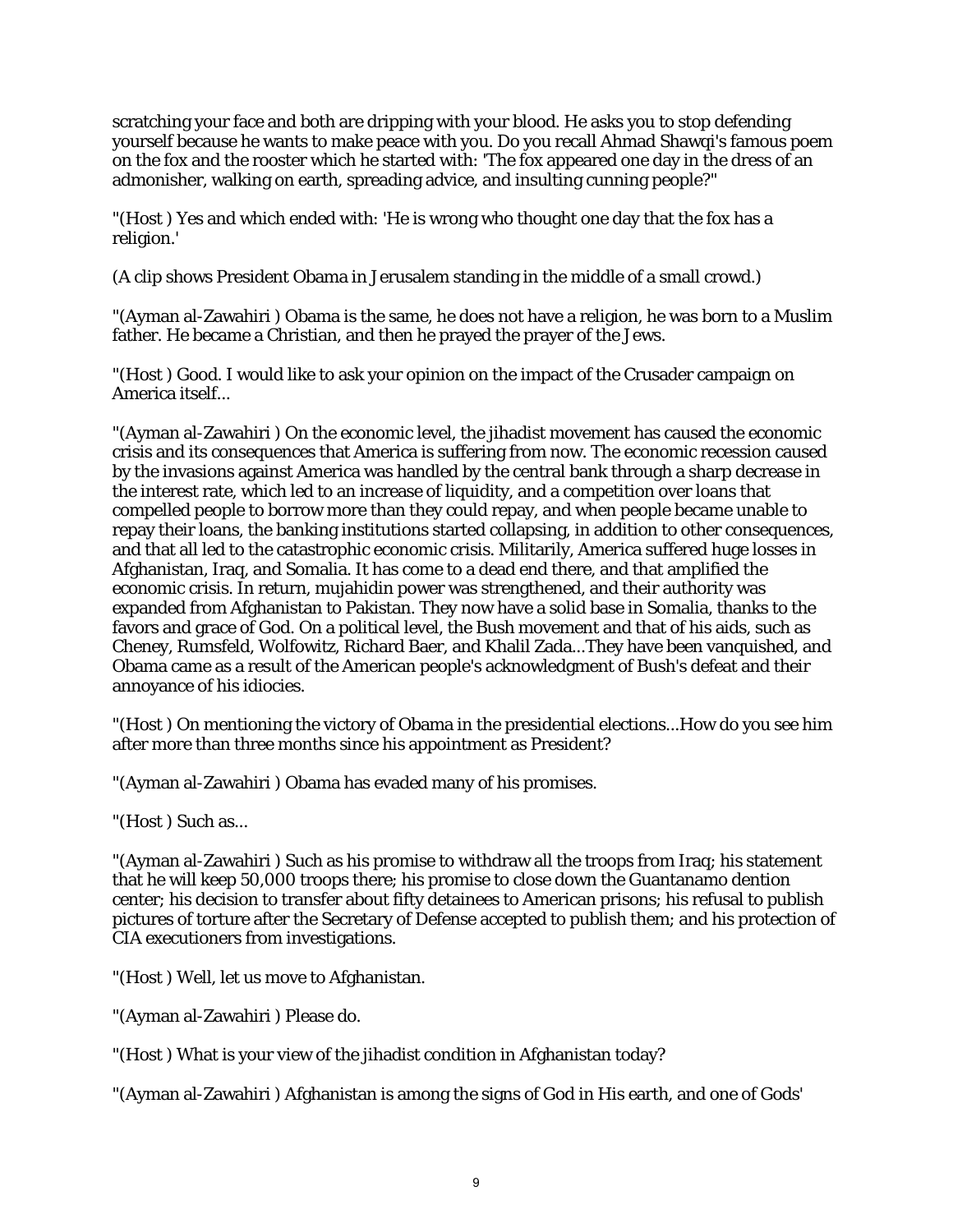scratching your face and both are dripping with your blood. He asks you to stop defending yourself because he wants to make peace with you. Do you recall Ahmad Shawqi's famous poem on the fox and the rooster which he started with: 'The fox appeared one day in the dress of an admonisher, walking on earth, spreading advice, and insulting cunning people?"

"(Host ) Yes and which ended with: 'He is wrong who thought one day that the fox has a religion.'

(A clip shows President Obama in Jerusalem standing in the middle of a small crowd.)

"(Ayman al-Zawahiri ) Obama is the same, he does not have a religion, he was born to a Muslim father. He became a Christian, and then he prayed the prayer of the Jews.

"(Host ) Good. I would like to ask your opinion on the impact of the Crusader campaign on America itself...

"(Ayman al-Zawahiri ) On the economic level, the jihadist movement has caused the economic crisis and its consequences that America is suffering from now. The economic recession caused by the invasions against America was handled by the central bank through a sharp decrease in the interest rate, which led to an increase of liquidity, and a competition over loans that compelled people to borrow more than they could repay, and when people became unable to repay their loans, the banking institutions started collapsing, in addition to other consequences, and that all led to the catastrophic economic crisis. Militarily, America suffered huge losses in Afghanistan, Iraq, and Somalia. It has come to a dead end there, and that amplified the economic crisis. In return, mujahidin power was strengthened, and their authority was expanded from Afghanistan to Pakistan. They now have a solid base in Somalia, thanks to the favors and grace of God. On a political level, the Bush movement and that of his aids, such as Cheney, Rumsfeld, Wolfowitz, Richard Baer, and Khalil Zada...They have been vanquished, and Obama came as a result of the American people's acknowledgment of Bush's defeat and their annoyance of his idiocies.

"(Host ) On mentioning the victory of Obama in the presidential elections...How do you see him after more than three months since his appointment as President?

"(Ayman al-Zawahiri ) Obama has evaded many of his promises.

"(Host ) Such as...

"(Ayman al-Zawahiri ) Such as his promise to withdraw all the troops from Iraq; his statement that he will keep 50,000 troops there; his promise to close down the Guantanamo dention center; his decision to transfer about fifty detainees to American prisons; his refusal to publish pictures of torture after the Secretary of Defense accepted to publish them; and his protection of CIA executioners from investigations.

"(Host ) Well, let us move to Afghanistan.

"(Ayman al-Zawahiri ) Please do.

"(Host ) What is your view of the jihadist condition in Afghanistan today?

"(Ayman al-Zawahiri ) Afghanistan is among the signs of God in His earth, and one of Gods'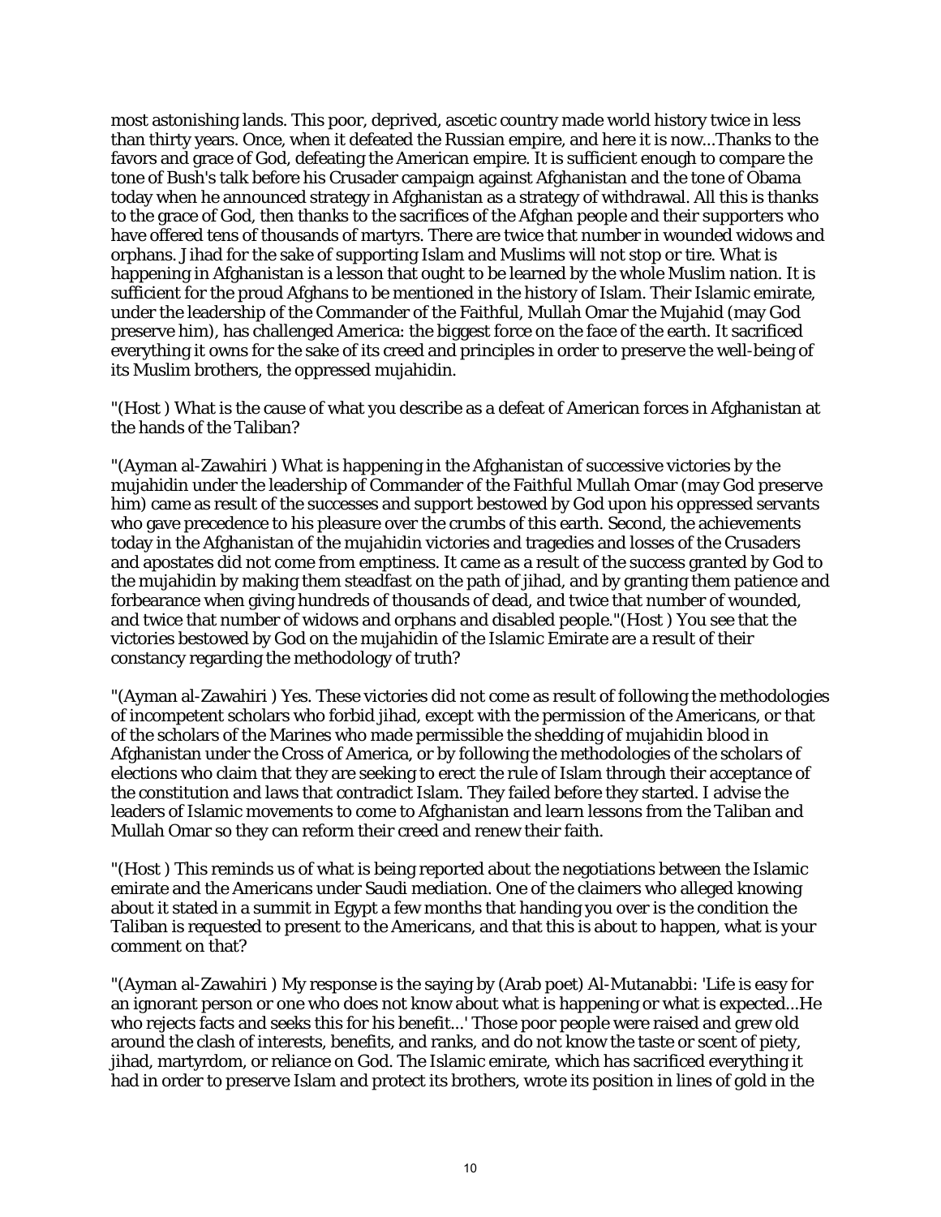most astonishing lands. This poor, deprived, ascetic country made world history twice in less than thirty years. Once, when it defeated the Russian empire, and here it is now...Thanks to the favors and grace of God, defeating the American empire. It is sufficient enough to compare the tone of Bush's talk before his Crusader campaign against Afghanistan and the tone of Obama today when he announced strategy in Afghanistan as a strategy of withdrawal. All this is thanks to the grace of God, then thanks to the sacrifices of the Afghan people and their supporters who have offered tens of thousands of martyrs. There are twice that number in wounded widows and orphans. Jihad for the sake of supporting Islam and Muslims will not stop or tire. What is happening in Afghanistan is a lesson that ought to be learned by the whole Muslim nation. It is sufficient for the proud Afghans to be mentioned in the history of Islam. Their Islamic emirate, under the leadership of the Commander of the Faithful, Mullah Omar the Mujahid (may God preserve him), has challenged America: the biggest force on the face of the earth. It sacrificed everything it owns for the sake of its creed and principles in order to preserve the well-being of its Muslim brothers, the oppressed mujahidin.

"(Host ) What is the cause of what you describe as a defeat of American forces in Afghanistan at the hands of the Taliban?

"(Ayman al-Zawahiri ) What is happening in the Afghanistan of successive victories by the mujahidin under the leadership of Commander of the Faithful Mullah Omar (may God preserve him) came as result of the successes and support bestowed by God upon his oppressed servants who gave precedence to his pleasure over the crumbs of this earth. Second, the achievements today in the Afghanistan of the mujahidin victories and tragedies and losses of the Crusaders and apostates did not come from emptiness. It came as a result of the success granted by God to the mujahidin by making them steadfast on the path of jihad, and by granting them patience and forbearance when giving hundreds of thousands of dead, and twice that number of wounded, and twice that number of widows and orphans and disabled people."(Host ) You see that the victories bestowed by God on the mujahidin of the Islamic Emirate are a result of their constancy regarding the methodology of truth?

"(Ayman al-Zawahiri ) Yes. These victories did not come as result of following the methodologies of incompetent scholars who forbid jihad, except with the permission of the Americans, or that of the scholars of the Marines who made permissible the shedding of mujahidin blood in Afghanistan under the Cross of America, or by following the methodologies of the scholars of elections who claim that they are seeking to erect the rule of Islam through their acceptance of the constitution and laws that contradict Islam. They failed before they started. I advise the leaders of Islamic movements to come to Afghanistan and learn lessons from the Taliban and Mullah Omar so they can reform their creed and renew their faith.

"(Host ) This reminds us of what is being reported about the negotiations between the Islamic emirate and the Americans under Saudi mediation. One of the claimers who alleged knowing about it stated in a summit in Egypt a few months that handing you over is the condition the Taliban is requested to present to the Americans, and that this is about to happen, what is your comment on that?

"(Ayman al-Zawahiri ) My response is the saying by (Arab poet) Al-Mutanabbi: 'Life is easy for an ignorant person or one who does not know about what is happening or what is expected...He who rejects facts and seeks this for his benefit...' Those poor people were raised and grew old around the clash of interests, benefits, and ranks, and do not know the taste or scent of piety, jihad, martyrdom, or reliance on God. The Islamic emirate, which has sacrificed everything it had in order to preserve Islam and protect its brothers, wrote its position in lines of gold in the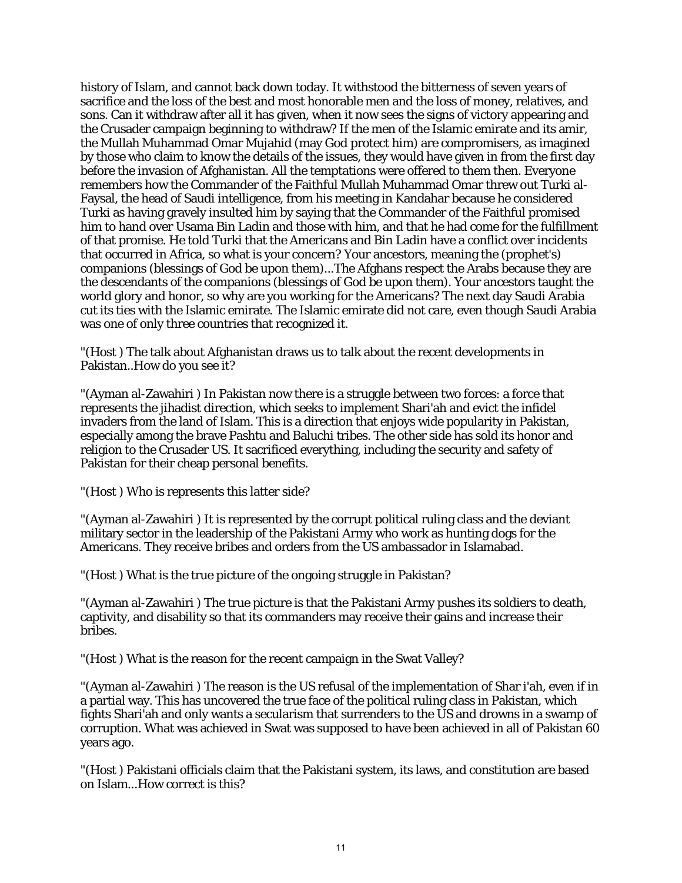history of Islam, and cannot back down today. It withstood the bitterness of seven years of sacrifice and the loss of the best and most honorable men and the loss of money, relatives, and sons. Can it withdraw after all it has given, when it now sees the signs of victory appearing and the Crusader campaign beginning to withdraw? If the men of the Islamic emirate and its amir, the Mullah Muhammad Omar Mujahid (may God protect him) are compromisers, as imagined by those who claim to know the details of the issues, they would have given in from the first day before the invasion of Afghanistan. All the temptations were offered to them then. Everyone remembers how the Commander of the Faithful Mullah Muhammad Omar threw out Turki al-Faysal, the head of Saudi intelligence, from his meeting in Kandahar because he considered Turki as having gravely insulted him by saying that the Commander of the Faithful promised him to hand over Usama Bin Ladin and those with him, and that he had come for the fulfillment of that promise. He told Turki that the Americans and Bin Ladin have a conflict over incidents that occurred in Africa, so what is your concern? Your ancestors, meaning the (prophet's) companions (blessings of God be upon them)...The Afghans respect the Arabs because they are the descendants of the companions (blessings of God be upon them). Your ancestors taught the world glory and honor, so why are you working for the Americans? The next day Saudi Arabia cut its ties with the Islamic emirate. The Islamic emirate did not care, even though Saudi Arabia was one of only three countries that recognized it.

"(Host ) The talk about Afghanistan draws us to talk about the recent developments in Pakistan..How do you see it?

"(Ayman al-Zawahiri ) In Pakistan now there is a struggle between two forces: a force that represents the jihadist direction, which seeks to implement Shari'ah and evict the infidel invaders from the land of Islam. This is a direction that enjoys wide popularity in Pakistan, especially among the brave Pashtu and Baluchi tribes. The other side has sold its honor and religion to the Crusader US. It sacrificed everything, including the security and safety of Pakistan for their cheap personal benefits.

"(Host ) Who is represents this latter side?

"(Ayman al-Zawahiri ) It is represented by the corrupt political ruling class and the deviant military sector in the leadership of the Pakistani Army who work as hunting dogs for the Americans. They receive bribes and orders from the US ambassador in Islamabad.

"(Host ) What is the true picture of the ongoing struggle in Pakistan?

"(Ayman al-Zawahiri ) The true picture is that the Pakistani Army pushes its soldiers to death, captivity, and disability so that its commanders may receive their gains and increase their bribes.

"(Host ) What is the reason for the recent campaign in the Swat Valley?

"(Ayman al-Zawahiri ) The reason is the US refusal of the implementation of Shar i'ah, even if in a partial way. This has uncovered the true face of the political ruling class in Pakistan, which fights Shari'ah and only wants a secularism that surrenders to the US and drowns in a swamp of corruption. What was achieved in Swat was supposed to have been achieved in all of Pakistan 60 years ago.

"(Host ) Pakistani officials claim that the Pakistani system, its laws, and constitution are based on Islam...How correct is this?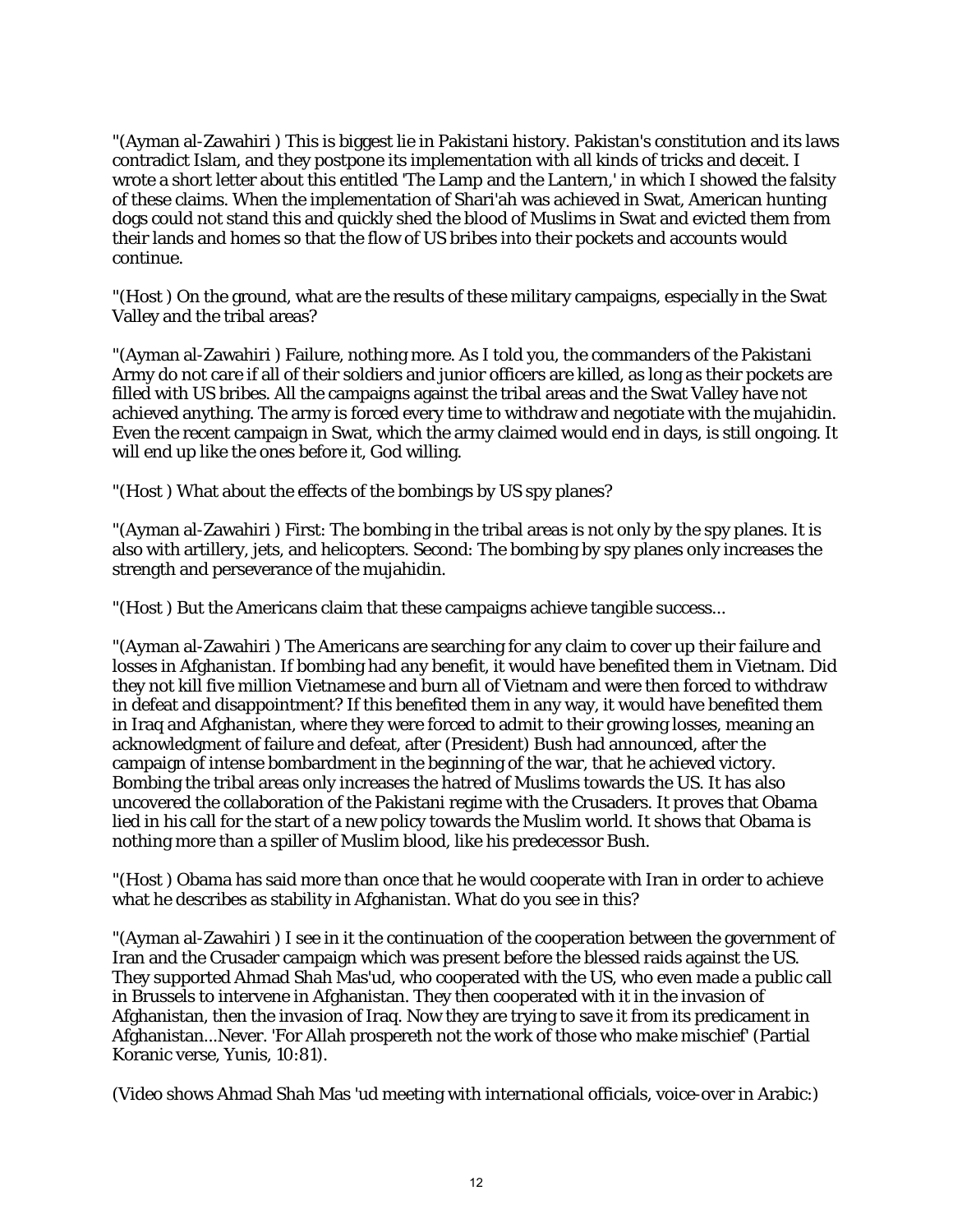"(Ayman al-Zawahiri ) This is biggest lie in Pakistani history. Pakistan's constitution and its laws contradict Islam, and they postpone its implementation with all kinds of tricks and deceit. I wrote a short letter about this entitled 'The Lamp and the Lantern,' in which I showed the falsity of these claims. When the implementation of Shari'ah was achieved in Swat, American hunting dogs could not stand this and quickly shed the blood of Muslims in Swat and evicted them from their lands and homes so that the flow of US bribes into their pockets and accounts would continue.

"(Host ) On the ground, what are the results of these military campaigns, especially in the Swat Valley and the tribal areas?

"(Ayman al-Zawahiri ) Failure, nothing more. As I told you, the commanders of the Pakistani Army do not care if all of their soldiers and junior officers are killed, as long as their pockets are filled with US bribes. All the campaigns against the tribal areas and the Swat Valley have not achieved anything. The army is forced every time to withdraw and negotiate with the mujahidin. Even the recent campaign in Swat, which the army claimed would end in days, is still ongoing. It will end up like the ones before it, God willing.

"(Host ) What about the effects of the bombings by US spy planes?

"(Ayman al-Zawahiri ) First: The bombing in the tribal areas is not only by the spy planes. It is also with artillery, jets, and helicopters. Second: The bombing by spy planes only increases the strength and perseverance of the mujahidin.

"(Host ) But the Americans claim that these campaigns achieve tangible success...

"(Ayman al-Zawahiri ) The Americans are searching for any claim to cover up their failure and losses in Afghanistan. If bombing had any benefit, it would have benefited them in Vietnam. Did they not kill five million Vietnamese and burn all of Vietnam and were then forced to withdraw in defeat and disappointment? If this benefited them in any way, it would have benefited them in Iraq and Afghanistan, where they were forced to admit to their growing losses, meaning an acknowledgment of failure and defeat, after (President) Bush had announced, after the campaign of intense bombardment in the beginning of the war, that he achieved victory. Bombing the tribal areas only increases the hatred of Muslims towards the US. It has also uncovered the collaboration of the Pakistani regime with the Crusaders. It proves that Obama lied in his call for the start of a new policy towards the Muslim world. It shows that Obama is nothing more than a spiller of Muslim blood, like his predecessor Bush.

"(Host ) Obama has said more than once that he would cooperate with Iran in order to achieve what he describes as stability in Afghanistan. What do you see in this?

"(Ayman al-Zawahiri ) I see in it the continuation of the cooperation between the government of Iran and the Crusader campaign which was present before the blessed raids against the US. They supported Ahmad Shah Mas'ud, who cooperated with the US, who even made a public call in Brussels to intervene in Afghanistan. They then cooperated with it in the invasion of Afghanistan, then the invasion of Iraq. Now they are trying to save it from its predicament in Afghanistan...Never. 'For Allah prospereth not the work of those who make mischief' (Partial Koranic verse, Yunis, 10:81).

(Video shows Ahmad Shah Mas 'ud meeting with international officials, voice-over in Arabic:)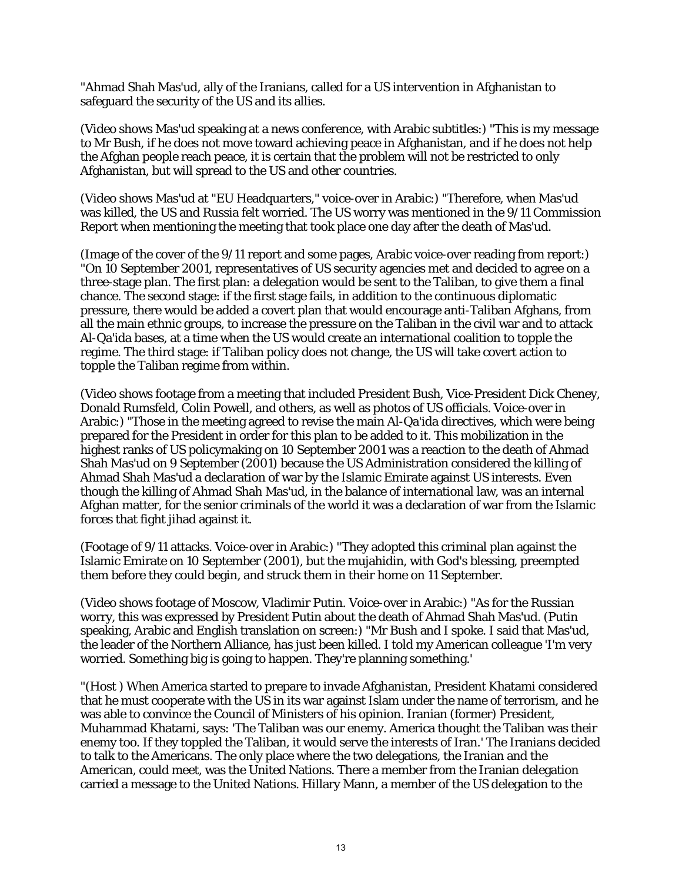"Ahmad Shah Mas'ud, ally of the Iranians, called for a US intervention in Afghanistan to safeguard the security of the US and its allies.

(Video shows Mas'ud speaking at a news conference, with Arabic subtitles:) "This is my message to Mr Bush, if he does not move toward achieving peace in Afghanistan, and if he does not help the Afghan people reach peace, it is certain that the problem will not be restricted to only Afghanistan, but will spread to the US and other countries.

(Video shows Mas'ud at "EU Headquarters," voice-over in Arabic:) "Therefore, when Mas'ud was killed, the US and Russia felt worried. The US worry was mentioned in the 9/11 Commission Report when mentioning the meeting that took place one day after the death of Mas'ud.

(Image of the cover of the 9/11 report and some pages, Arabic voice-over reading from report:) "On 10 September 2001, representatives of US security agencies met and decided to agree on a three-stage plan. The first plan: a delegation would be sent to the Taliban, to give them a final chance. The second stage: if the first stage fails, in addition to the continuous diplomatic pressure, there would be added a covert plan that would encourage anti-Taliban Afghans, from all the main ethnic groups, to increase the pressure on the Taliban in the civil war and to attack Al-Qa'ida bases, at a time when the US would create an international coalition to topple the regime. The third stage: if Taliban policy does not change, the US will take covert action to topple the Taliban regime from within.

(Video shows footage from a meeting that included President Bush, Vice-President Dick Cheney, Donald Rumsfeld, Colin Powell, and others, as well as photos of US officials. Voice-over in Arabic:) "Those in the meeting agreed to revise the main Al-Qa'ida directives, which were being prepared for the President in order for this plan to be added to it. This mobilization in the highest ranks of US policymaking on 10 September 2001 was a reaction to the death of Ahmad Shah Mas'ud on 9 September (2001) because the US Administration considered the killing of Ahmad Shah Mas'ud a declaration of war by the Islamic Emirate against US interests. Even though the killing of Ahmad Shah Mas'ud, in the balance of international law, was an internal Afghan matter, for the senior criminals of the world it was a declaration of war from the Islamic forces that fight jihad against it.

(Footage of 9/11 attacks. Voice-over in Arabic:) "They adopted this criminal plan against the Islamic Emirate on 10 September (2001), but the mujahidin, with God's blessing, preempted them before they could begin, and struck them in their home on 11 September.

(Video shows footage of Moscow, Vladimir Putin. Voice-over in Arabic:) "As for the Russian worry, this was expressed by President Putin about the death of Ahmad Shah Mas'ud. (Putin speaking, Arabic and English translation on screen:) "Mr Bush and I spoke. I said that Mas'ud, the leader of the Northern Alliance, has just been killed. I told my American colleague 'I'm very worried. Something big is going to happen. They're planning something.'

"(Host ) When America started to prepare to invade Afghanistan, President Khatami considered that he must cooperate with the US in its war against Islam under the name of terrorism, and he was able to convince the Council of Ministers of his opinion. Iranian (former) President, Muhammad Khatami, says: 'The Taliban was our enemy. America thought the Taliban was their enemy too. If they toppled the Taliban, it would serve the interests of Iran.' The Iranians decided to talk to the Americans. The only place where the two delegations, the Iranian and the American, could meet, was the United Nations. There a member from the Iranian delegation carried a message to the United Nations. Hillary Mann, a member of the US delegation to the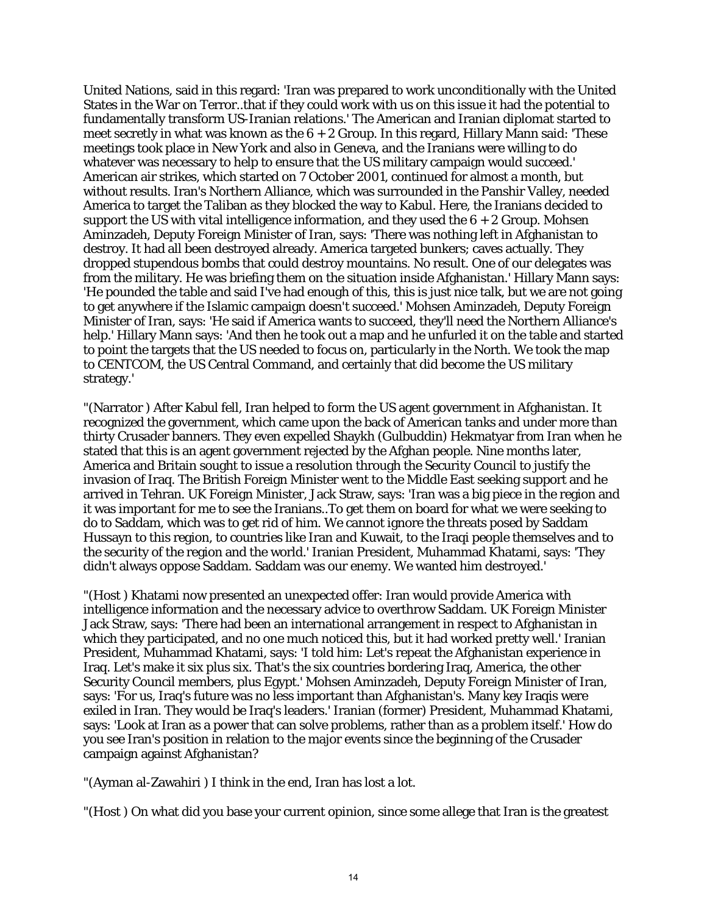United Nations, said in this regard: 'Iran was prepared to work unconditionally with the United States in the War on Terror..that if they could work with us on this issue it had the potential to fundamentally transform US-Iranian relations.' The American and Iranian diplomat started to meet secretly in what was known as the 6 + 2 Group. In this regard, Hillary Mann said: 'These meetings took place in New York and also in Geneva, and the Iranians were willing to do whatever was necessary to help to ensure that the US military campaign would succeed.' American air strikes, which started on 7 October 2001, continued for almost a month, but without results. Iran's Northern Alliance, which was surrounded in the Panshir Valley, needed America to target the Taliban as they blocked the way to Kabul. Here, the Iranians decided to support the US with vital intelligence information, and they used the 6 + 2 Group. Mohsen Aminzadeh, Deputy Foreign Minister of Iran, says: 'There was nothing left in Afghanistan to destroy. It had all been destroyed already. America targeted bunkers; caves actually. They dropped stupendous bombs that could destroy mountains. No result. One of our delegates was from the military. He was briefing them on the situation inside Afghanistan.' Hillary Mann says: 'He pounded the table and said I've had enough of this, this is just nice talk, but we are not going to get anywhere if the Islamic campaign doesn't succeed.' Mohsen Aminzadeh, Deputy Foreign Minister of Iran, says: 'He said if America wants to succeed, they'll need the Northern Alliance's help.' Hillary Mann says: 'And then he took out a map and he unfurled it on the table and started to point the targets that the US needed to focus on, particularly in the North. We took the map to CENTCOM, the US Central Command, and certainly that did become the US military strategy.'

"(Narrator ) After Kabul fell, Iran helped to form the US agent government in Afghanistan. It recognized the government, which came upon the back of American tanks and under more than thirty Crusader banners. They even expelled Shaykh (Gulbuddin) Hekmatyar from Iran when he stated that this is an agent government rejected by the Afghan people. Nine months later, America and Britain sought to issue a resolution through the Security Council to justify the invasion of Iraq. The British Foreign Minister went to the Middle East seeking support and he arrived in Tehran. UK Foreign Minister, Jack Straw, says: 'Iran was a big piece in the region and it was important for me to see the Iranians..To get them on board for what we were seeking to do to Saddam, which was to get rid of him. We cannot ignore the threats posed by Saddam Hussayn to this region, to countries like Iran and Kuwait, to the Iraqi people themselves and to the security of the region and the world.' Iranian President, Muhammad Khatami, says: 'They didn't always oppose Saddam. Saddam was our enemy. We wanted him destroyed.'

"(Host ) Khatami now presented an unexpected offer: Iran would provide America with intelligence information and the necessary advice to overthrow Saddam. UK Foreign Minister Jack Straw, says: 'There had been an international arrangement in respect to Afghanistan in which they participated, and no one much noticed this, but it had worked pretty well.' Iranian President, Muhammad Khatami, says: 'I told him: Let's repeat the Afghanistan experience in Iraq. Let's make it six plus six. That's the six countries bordering Iraq, America, the other Security Council members, plus Egypt.' Mohsen Aminzadeh, Deputy Foreign Minister of Iran, says: 'For us, Iraq's future was no less important than Afghanistan's. Many key Iraqis were exiled in Iran. They would be Iraq's leaders.' Iranian (former) President, Muhammad Khatami, says: 'Look at Iran as a power that can solve problems, rather than as a problem itself.' How do you see Iran's position in relation to the major events since the beginning of the Crusader campaign against Afghanistan?

"(Ayman al-Zawahiri ) I think in the end, Iran has lost a lot.

"(Host ) On what did you base your current opinion, since some allege that Iran is the greatest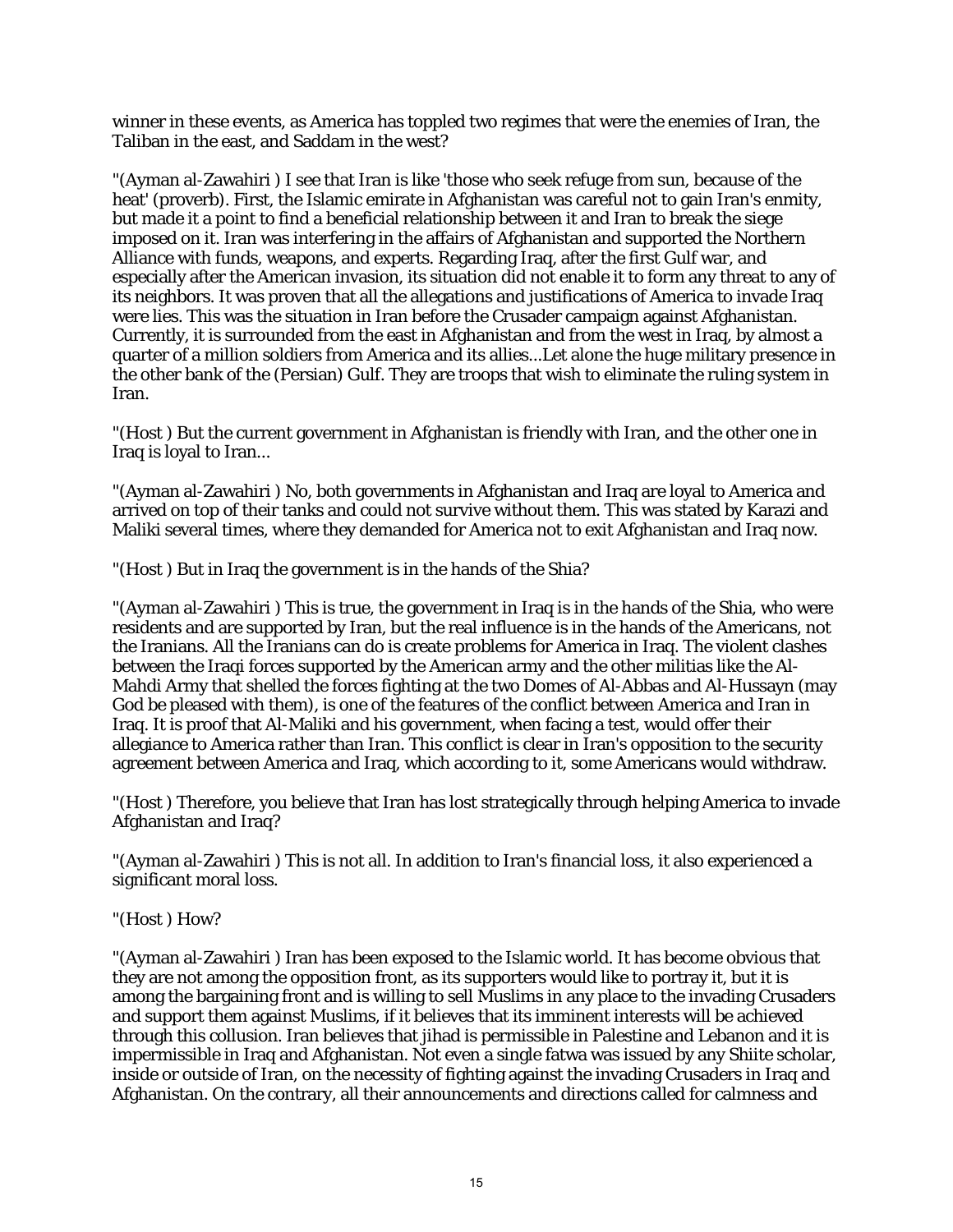winner in these events, as America has toppled two regimes that were the enemies of Iran, the Taliban in the east, and Saddam in the west?

"(Ayman al-Zawahiri ) I see that Iran is like 'those who seek refuge from sun, because of the heat' (proverb). First, the Islamic emirate in Afghanistan was careful not to gain Iran's enmity, but made it a point to find a beneficial relationship between it and Iran to break the siege imposed on it. Iran was interfering in the affairs of Afghanistan and supported the Northern Alliance with funds, weapons, and experts. Regarding Iraq, after the first Gulf war, and especially after the American invasion, its situation did not enable it to form any threat to any of its neighbors. It was proven that all the allegations and justifications of America to invade Iraq were lies. This was the situation in Iran before the Crusader campaign against Afghanistan. Currently, it is surrounded from the east in Afghanistan and from the west in Iraq, by almost a quarter of a million soldiers from America and its allies...Let alone the huge military presence in the other bank of the (Persian) Gulf. They are troops that wish to eliminate the ruling system in Iran.

"(Host ) But the current government in Afghanistan is friendly with Iran, and the other one in Iraq is loyal to Iran...

"(Ayman al-Zawahiri ) No, both governments in Afghanistan and Iraq are loyal to America and arrived on top of their tanks and could not survive without them. This was stated by Karazi and Maliki several times, where they demanded for America not to exit Afghanistan and Iraq now.

"(Host ) But in Iraq the government is in the hands of the Shia?

"(Ayman al-Zawahiri ) This is true, the government in Iraq is in the hands of the Shia, who were residents and are supported by Iran, but the real influence is in the hands of the Americans, not the Iranians. All the Iranians can do is create problems for America in Iraq. The violent clashes between the Iraqi forces supported by the American army and the other militias like the Al-Mahdi Army that shelled the forces fighting at the two Domes of Al-Abbas and Al-Hussayn (may God be pleased with them), is one of the features of the conflict between America and Iran in Iraq. It is proof that Al-Maliki and his government, when facing a test, would offer their allegiance to America rather than Iran. This conflict is clear in Iran's opposition to the security agreement between America and Iraq, which according to it, some Americans would withdraw.

"(Host ) Therefore, you believe that Iran has lost strategically through helping America to invade Afghanistan and Iraq?

"(Ayman al-Zawahiri ) This is not all. In addition to Iran's financial loss, it also experienced a significant moral loss.

"(Host ) How?

"(Ayman al-Zawahiri ) Iran has been exposed to the Islamic world. It has become obvious that they are not among the opposition front, as its supporters would like to portray it, but it is among the bargaining front and is willing to sell Muslims in any place to the invading Crusaders and support them against Muslims, if it believes that its imminent interests will be achieved through this collusion. Iran believes that jihad is permissible in Palestine and Lebanon and it is impermissible in Iraq and Afghanistan. Not even a single fatwa was issued by any Shiite scholar, inside or outside of Iran, on the necessity of fighting against the invading Crusaders in Iraq and Afghanistan. On the contrary, all their announcements and directions called for calmness and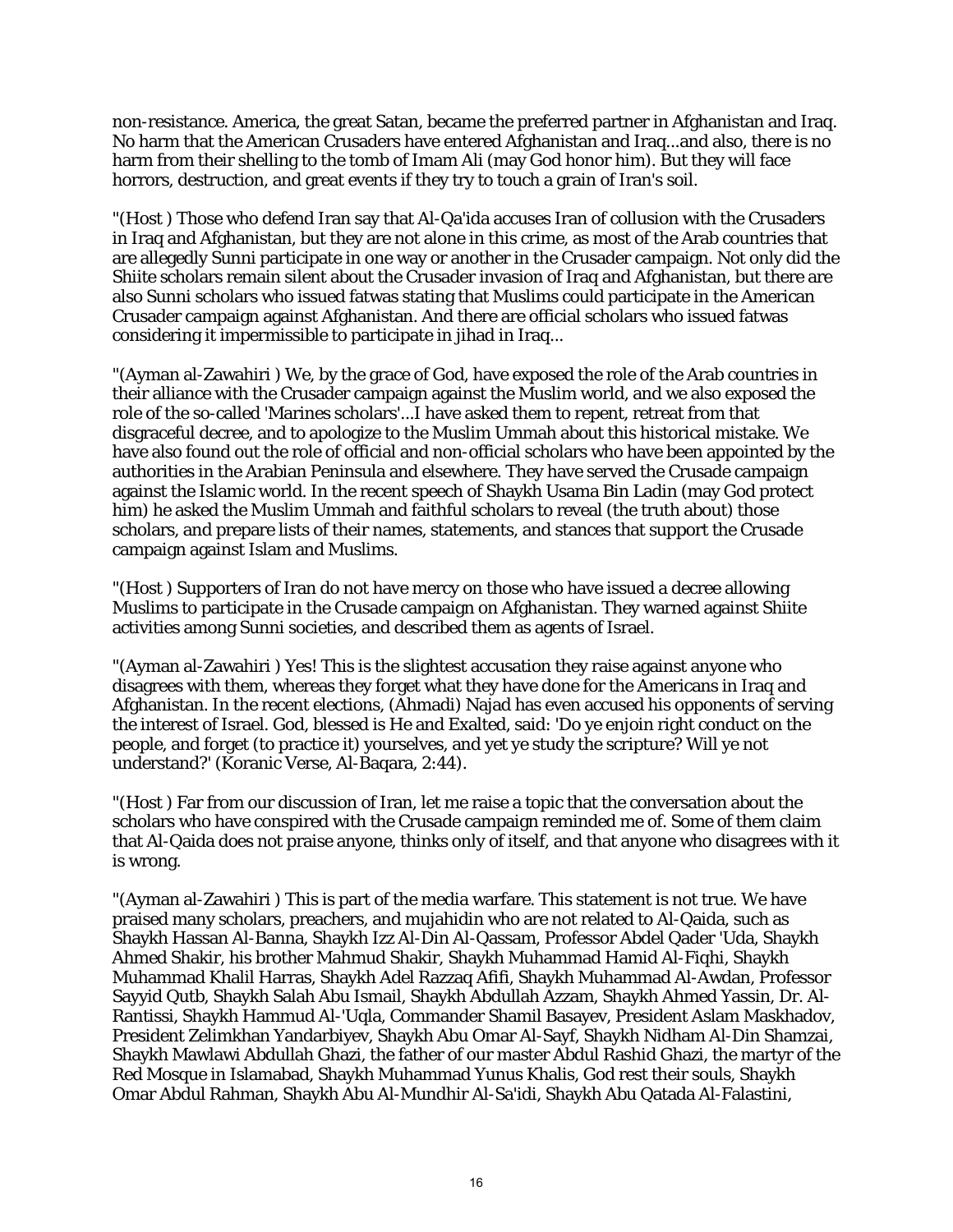non-resistance. America, the great Satan, became the preferred partner in Afghanistan and Iraq. No harm that the American Crusaders have entered Afghanistan and Iraq...and also, there is no harm from their shelling to the tomb of Imam Ali (may God honor him). But they will face horrors, destruction, and great events if they try to touch a grain of Iran's soil.

"(Host ) Those who defend Iran say that Al-Qa'ida accuses Iran of collusion with the Crusaders in Iraq and Afghanistan, but they are not alone in this crime, as most of the Arab countries that are allegedly Sunni participate in one way or another in the Crusader campaign. Not only did the Shiite scholars remain silent about the Crusader invasion of Iraq and Afghanistan, but there are also Sunni scholars who issued fatwas stating that Muslims could participate in the American Crusader campaign against Afghanistan. And there are official scholars who issued fatwas considering it impermissible to participate in jihad in Iraq...

"(Ayman al-Zawahiri ) We, by the grace of God, have exposed the role of the Arab countries in their alliance with the Crusader campaign against the Muslim world, and we also exposed the role of the so-called 'Marines scholars'...I have asked them to repent, retreat from that disgraceful decree, and to apologize to the Muslim Ummah about this historical mistake. We have also found out the role of official and non-official scholars who have been appointed by the authorities in the Arabian Peninsula and elsewhere. They have served the Crusade campaign against the Islamic world. In the recent speech of Shaykh Usama Bin Ladin (may God protect him) he asked the Muslim Ummah and faithful scholars to reveal (the truth about) those scholars, and prepare lists of their names, statements, and stances that support the Crusade campaign against Islam and Muslims.

"(Host ) Supporters of Iran do not have mercy on those who have issued a decree allowing Muslims to participate in the Crusade campaign on Afghanistan. They warned against Shiite activities among Sunni societies, and described them as agents of Israel.

"(Ayman al-Zawahiri ) Yes! This is the slightest accusation they raise against anyone who disagrees with them, whereas they forget what they have done for the Americans in Iraq and Afghanistan. In the recent elections, (Ahmadi) Najad has even accused his opponents of serving the interest of Israel. God, blessed is He and Exalted, said: 'Do ye enjoin right conduct on the people, and forget (to practice it) yourselves, and yet ye study the scripture? Will ye not understand?' (Koranic Verse, Al-Baqara, 2:44).

"(Host ) Far from our discussion of Iran, let me raise a topic that the conversation about the scholars who have conspired with the Crusade campaign reminded me of. Some of them claim that Al-Qaida does not praise anyone, thinks only of itself, and that anyone who disagrees with it is wrong.

"(Ayman al-Zawahiri ) This is part of the media warfare. This statement is not true. We have praised many scholars, preachers, and mujahidin who are not related to Al-Qaida, such as Shaykh Hassan Al-Banna, Shaykh Izz Al-Din Al-Qassam, Professor Abdel Qader 'Uda, Shaykh Ahmed Shakir, his brother Mahmud Shakir, Shaykh Muhammad Hamid Al-Fiqhi, Shaykh Muhammad Khalil Harras, Shaykh Adel Razzaq Afifi, Shaykh Muhammad Al-Awdan, Professor Sayyid Qutb, Shaykh Salah Abu Ismail, Shaykh Abdullah Azzam, Shaykh Ahmed Yassin, Dr. Al-Rantissi, Shaykh Hammud Al-'Uqla, Commander Shamil Basayev, President Aslam Maskhadov, President Zelimkhan Yandarbiyev, Shaykh Abu Omar Al-Sayf, Shaykh Nidham Al-Din Shamzai, Shaykh Mawlawi Abdullah Ghazi, the father of our master Abdul Rashid Ghazi, the martyr of the Red Mosque in Islamabad, Shaykh Muhammad Yunus Khalis, God rest their souls, Shaykh Omar Abdul Rahman, Shaykh Abu Al-Mundhir Al-Sa'idi, Shaykh Abu Qatada Al-Falastini,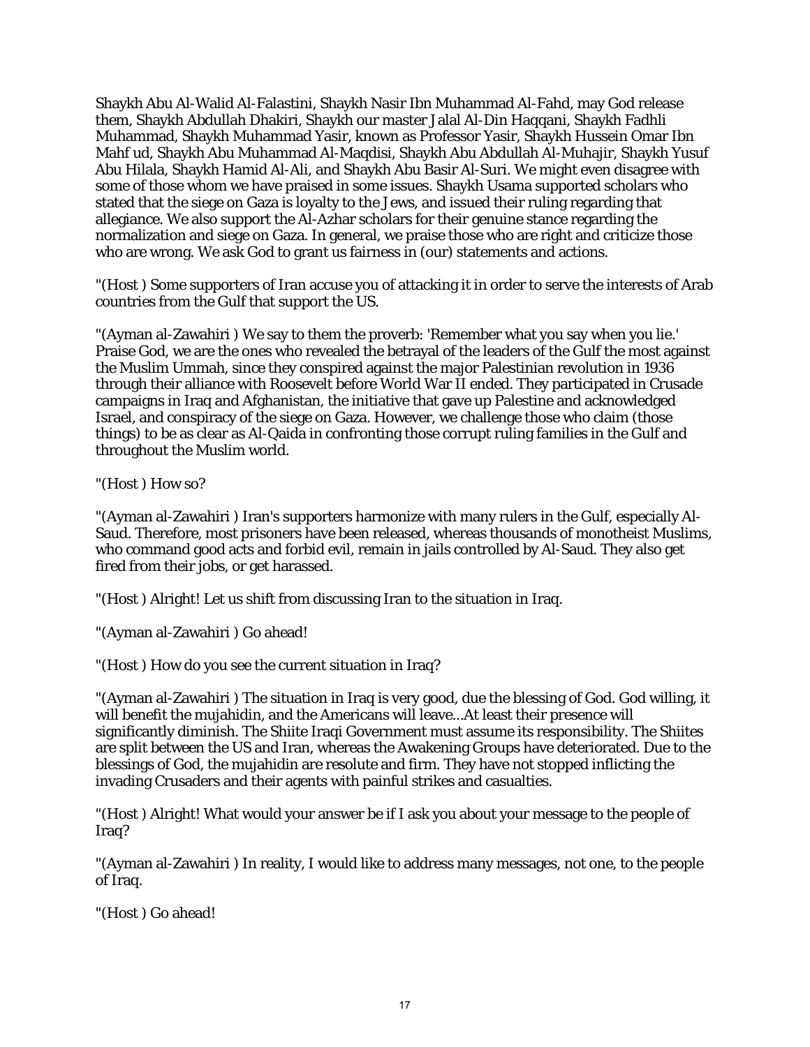Shaykh Abu Al-Walid Al-Falastini, Shaykh Nasir Ibn Muhammad Al-Fahd, may God release them, Shaykh Abdullah Dhakiri, Shaykh our master Jalal Al-Din Haqqani, Shaykh Fadhli Muhammad, Shaykh Muhammad Yasir, known as Professor Yasir, Shaykh Hussein Omar Ibn Mahf ud, Shaykh Abu Muhammad Al-Maqdisi, Shaykh Abu Abdullah Al-Muhajir, Shaykh Yusuf Abu Hilala, Shaykh Hamid Al-Ali, and Shaykh Abu Basir Al-Suri. We might even disagree with some of those whom we have praised in some issues. Shaykh Usama supported scholars who stated that the siege on Gaza is loyalty to the Jews, and issued their ruling regarding that allegiance. We also support the Al-Azhar scholars for their genuine stance regarding the normalization and siege on Gaza. In general, we praise those who are right and criticize those who are wrong. We ask God to grant us fairness in (our) statements and actions.

"(Host ) Some supporters of Iran accuse you of attacking it in order to serve the interests of Arab countries from the Gulf that support the US.

"(Ayman al-Zawahiri ) We say to them the proverb: 'Remember what you say when you lie.' Praise God, we are the ones who revealed the betrayal of the leaders of the Gulf the most against the Muslim Ummah, since they conspired against the major Palestinian revolution in 1936 through their alliance with Roosevelt before World War II ended. They participated in Crusade campaigns in Iraq and Afghanistan, the initiative that gave up Palestine and acknowledged Israel, and conspiracy of the siege on Gaza. However, we challenge those who claim (those things) to be as clear as Al-Qaida in confronting those corrupt ruling families in the Gulf and throughout the Muslim world.

"(Host ) How so?

"(Ayman al-Zawahiri ) Iran's supporters harmonize with many rulers in the Gulf, especially Al-Saud. Therefore, most prisoners have been released, whereas thousands of monotheist Muslims, who command good acts and forbid evil, remain in jails controlled by Al-Saud. They also get fired from their jobs, or get harassed.

"(Host ) Alright! Let us shift from discussing Iran to the situation in Iraq.

"(Ayman al-Zawahiri ) Go ahead!

"(Host ) How do you see the current situation in Iraq?

"(Ayman al-Zawahiri ) The situation in Iraq is very good, due the blessing of God. God willing, it will benefit the mujahidin, and the Americans will leave...At least their presence will significantly diminish. The Shiite Iraqi Government must assume its responsibility. The Shiites are split between the US and Iran, whereas the Awakening Groups have deteriorated. Due to the blessings of God, the mujahidin are resolute and firm. They have not stopped inflicting the invading Crusaders and their agents with painful strikes and casualties.

"(Host ) Alright! What would your answer be if I ask you about your message to the people of Iraq?

"(Ayman al-Zawahiri ) In reality, I would like to address many messages, not one, to the people of Iraq.

"(Host ) Go ahead!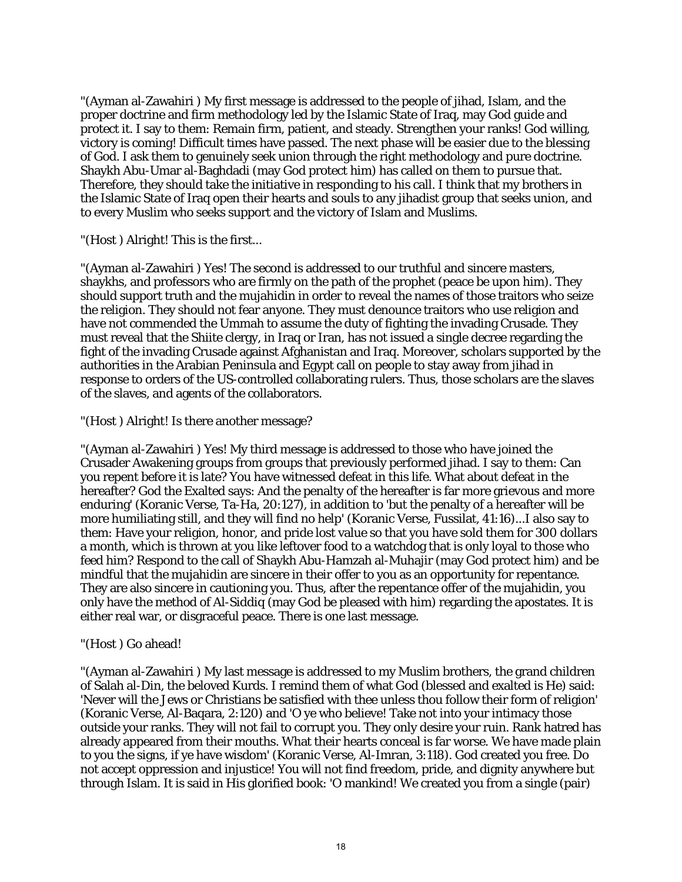"(Ayman al-Zawahiri ) My first message is addressed to the people of jihad, Islam, and the proper doctrine and firm methodology led by the Islamic State of Iraq, may God guide and protect it. I say to them: Remain firm, patient, and steady. Strengthen your ranks! God willing, victory is coming! Difficult times have passed. The next phase will be easier due to the blessing of God. I ask them to genuinely seek union through the right methodology and pure doctrine. Shaykh Abu-Umar al-Baghdadi (may God protect him) has called on them to pursue that. Therefore, they should take the initiative in responding to his call. I think that my brothers in the Islamic State of Iraq open their hearts and souls to any jihadist group that seeks union, and to every Muslim who seeks support and the victory of Islam and Muslims.

"(Host ) Alright! This is the first...

"(Ayman al-Zawahiri ) Yes! The second is addressed to our truthful and sincere masters, shaykhs, and professors who are firmly on the path of the prophet (peace be upon him). They should support truth and the mujahidin in order to reveal the names of those traitors who seize the religion. They should not fear anyone. They must denounce traitors who use religion and have not commended the Ummah to assume the duty of fighting the invading Crusade. They must reveal that the Shiite clergy, in Iraq or Iran, has not issued a single decree regarding the fight of the invading Crusade against Afghanistan and Iraq. Moreover, scholars supported by the authorities in the Arabian Peninsula and Egypt call on people to stay away from jihad in response to orders of the US-controlled collaborating rulers. Thus, those scholars are the slaves of the slaves, and agents of the collaborators.

"(Host ) Alright! Is there another message?

"(Ayman al-Zawahiri ) Yes! My third message is addressed to those who have joined the Crusader Awakening groups from groups that previously performed jihad. I say to them: Can you repent before it is late? You have witnessed defeat in this life. What about defeat in the hereafter? God the Exalted says: And the penalty of the hereafter is far more grievous and more enduring' (Koranic Verse, Ta-Ha, 20:127), in addition to 'but the penalty of a hereafter will be more humiliating still, and they will find no help' (Koranic Verse, Fussilat, 41:16)...I also say to them: Have your religion, honor, and pride lost value so that you have sold them for 300 dollars a month, which is thrown at you like leftover food to a watchdog that is only loyal to those who feed him? Respond to the call of Shaykh Abu-Hamzah al-Muhajir (may God protect him) and be mindful that the mujahidin are sincere in their offer to you as an opportunity for repentance. They are also sincere in cautioning you. Thus, after the repentance offer of the mujahidin, you only have the method of Al-Siddiq (may God be pleased with him) regarding the apostates. It is either real war, or disgraceful peace. There is one last message.

"(Host ) Go ahead!

"(Ayman al-Zawahiri ) My last message is addressed to my Muslim brothers, the grand children of Salah al-Din, the beloved Kurds. I remind them of what God (blessed and exalted is He) said: 'Never will the Jews or Christians be satisfied with thee unless thou follow their form of religion' (Koranic Verse, Al-Baqara, 2:120) and 'O ye who believe! Take not into your intimacy those outside your ranks. They will not fail to corrupt you. They only desire your ruin. Rank hatred has already appeared from their mouths. What their hearts conceal is far worse. We have made plain to you the signs, if ye have wisdom' (Koranic Verse, Al-Imran, 3:118). God created you free. Do not accept oppression and injustice! You will not find freedom, pride, and dignity anywhere but through Islam. It is said in His glorified book: 'O mankind! We created you from a single (pair)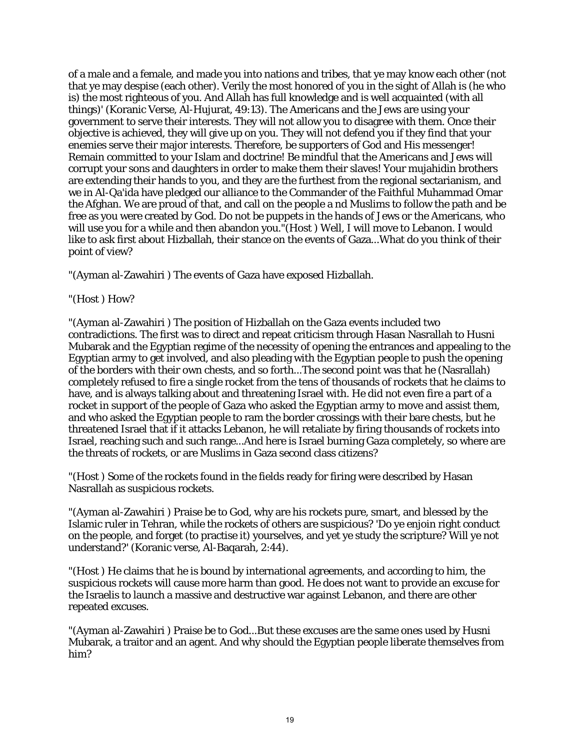of a male and a female, and made you into nations and tribes, that ye may know each other (not that ye may despise (each other). Verily the most honored of you in the sight of Allah is (he who is) the most righteous of you. And Allah has full knowledge and is well acquainted (with all things)' (Koranic Verse, Al-Hujurat, 49:13). The Americans and the Jews are using your government to serve their interests. They will not allow you to disagree with them. Once their objective is achieved, they will give up on you. They will not defend you if they find that your enemies serve their major interests. Therefore, be supporters of God and His messenger! Remain committed to your Islam and doctrine! Be mindful that the Americans and Jews will corrupt your sons and daughters in order to make them their slaves! Your mujahidin brothers are extending their hands to you, and they are the furthest from the regional sectarianism, and we in Al-Qa'ida have pledged our alliance to the Commander of the Faithful Muhammad Omar the Afghan. We are proud of that, and call on the people a nd Muslims to follow the path and be free as you were created by God. Do not be puppets in the hands of Jews or the Americans, who will use you for a while and then abandon you."(Host ) Well, I will move to Lebanon. I would like to ask first about Hizballah, their stance on the events of Gaza...What do you think of their point of view?

"(Ayman al-Zawahiri ) The events of Gaza have exposed Hizballah.

"(Host ) How?

"(Ayman al-Zawahiri ) The position of Hizballah on the Gaza events included two contradictions. The first was to direct and repeat criticism through Hasan Nasrallah to Husni Mubarak and the Egyptian regime of the necessity of opening the entrances and appealing to the Egyptian army to get involved, and also pleading with the Egyptian people to push the opening of the borders with their own chests, and so forth...The second point was that he (Nasrallah) completely refused to fire a single rocket from the tens of thousands of rockets that he claims to have, and is always talking about and threatening Israel with. He did not even fire a part of a rocket in support of the people of Gaza who asked the Egyptian army to move and assist them, and who asked the Egyptian people to ram the border crossings with their bare chests, but he threatened Israel that if it attacks Lebanon, he will retaliate by firing thousands of rockets into Israel, reaching such and such range...And here is Israel burning Gaza completely, so where are the threats of rockets, or are Muslims in Gaza second class citizens?

"(Host ) Some of the rockets found in the fields ready for firing were described by Hasan Nasrallah as suspicious rockets.

"(Ayman al-Zawahiri ) Praise be to God, why are his rockets pure, smart, and blessed by the Islamic ruler in Tehran, while the rockets of others are suspicious? 'Do ye enjoin right conduct on the people, and forget (to practise it) yourselves, and yet ye study the scripture? Will ye not understand?' (Koranic verse, Al-Baqarah, 2:44).

"(Host ) He claims that he is bound by international agreements, and according to him, the suspicious rockets will cause more harm than good. He does not want to provide an excuse for the Israelis to launch a massive and destructive war against Lebanon, and there are other repeated excuses.

"(Ayman al-Zawahiri ) Praise be to God...But these excuses are the same ones used by Husni Mubarak, a traitor and an agent. And why should the Egyptian people liberate themselves from him?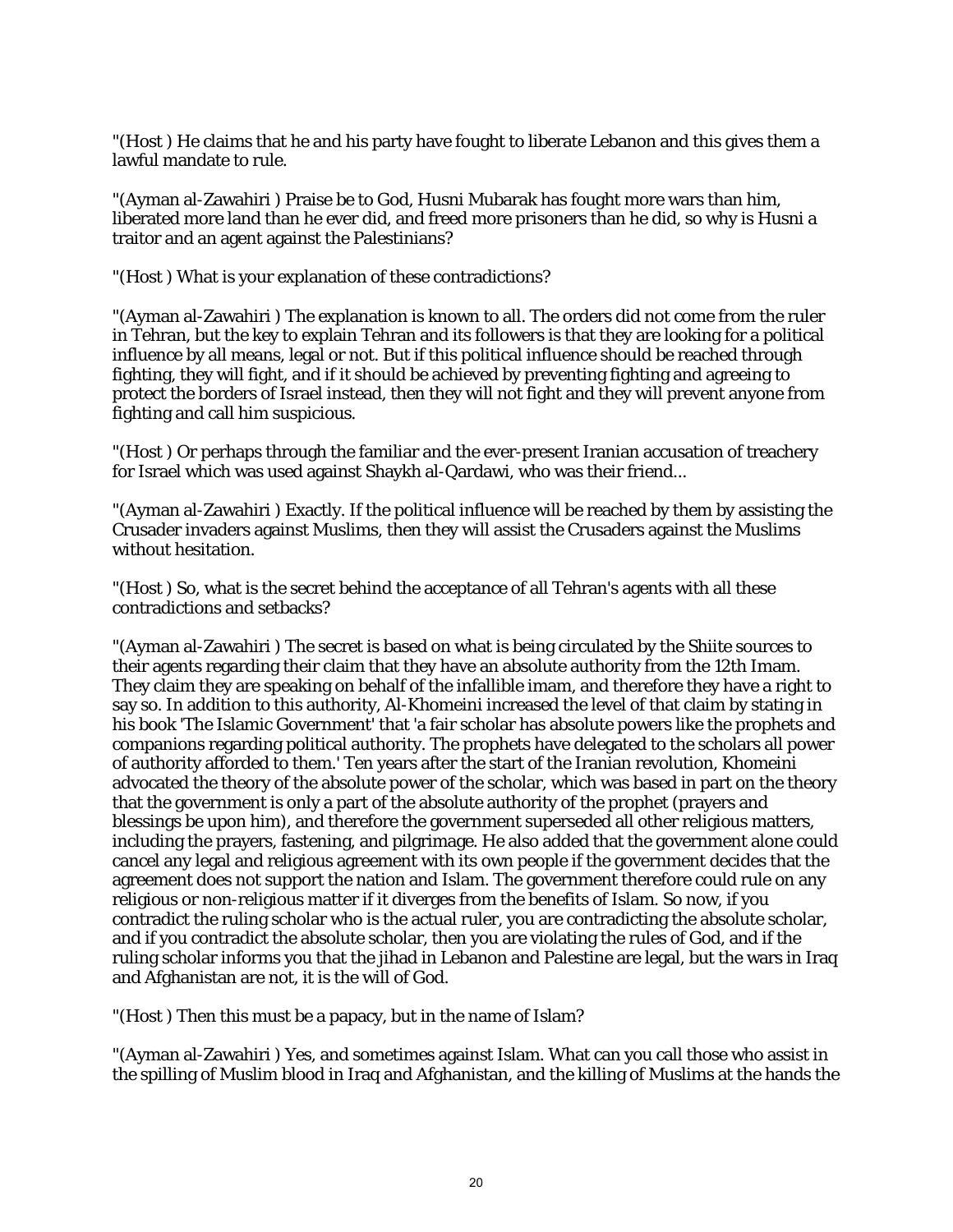"(Host ) He claims that he and his party have fought to liberate Lebanon and this gives them a lawful mandate to rule.

"(Ayman al-Zawahiri ) Praise be to God, Husni Mubarak has fought more wars than him, liberated more land than he ever did, and freed more prisoners than he did, so why is Husni a traitor and an agent against the Palestinians?

"(Host ) What is your explanation of these contradictions?

"(Ayman al-Zawahiri ) The explanation is known to all. The orders did not come from the ruler in Tehran, but the key to explain Tehran and its followers is that they are looking for a political influence by all means, legal or not. But if this political influence should be reached through fighting, they will fight, and if it should be achieved by preventing fighting and agreeing to protect the borders of Israel instead, then they will not fight and they will prevent anyone from fighting and call him suspicious.

"(Host ) Or perhaps through the familiar and the ever-present Iranian accusation of treachery for Israel which was used against Shaykh al-Qardawi, who was their friend...

"(Ayman al-Zawahiri ) Exactly. If the political influence will be reached by them by assisting the Crusader invaders against Muslims, then they will assist the Crusaders against the Muslims without hesitation.

"(Host ) So, what is the secret behind the acceptance of all Tehran's agents with all these contradictions and setbacks?

"(Ayman al-Zawahiri ) The secret is based on what is being circulated by the Shiite sources to their agents regarding their claim that they have an absolute authority from the 12th Imam. They claim they are speaking on behalf of the infallible imam, and therefore they have a right to say so. In addition to this authority, Al-Khomeini increased the level of that claim by stating in his book 'The Islamic Government' that 'a fair scholar has absolute powers like the prophets and companions regarding political authority. The prophets have delegated to the scholars all power of authority afforded to them.' Ten years after the start of the Iranian revolution, Khomeini advocated the theory of the absolute power of the scholar, which was based in part on the theory that the government is only a part of the absolute authority of the prophet (prayers and blessings be upon him), and therefore the government superseded all other religious matters, including the prayers, fastening, and pilgrimage. He also added that the government alone could cancel any legal and religious agreement with its own people if the government decides that the agreement does not support the nation and Islam. The government therefore could rule on any religious or non-religious matter if it diverges from the benefits of Islam. So now, if you contradict the ruling scholar who is the actual ruler, you are contradicting the absolute scholar, and if you contradict the absolute scholar, then you are violating the rules of God, and if the ruling scholar informs you that the jihad in Lebanon and Palestine are legal, but the wars in Iraq and Afghanistan are not, it is the will of God.

"(Host ) Then this must be a papacy, but in the name of Islam?

"(Ayman al-Zawahiri ) Yes, and sometimes against Islam. What can you call those who assist in the spilling of Muslim blood in Iraq and Afghanistan, and the killing of Muslims at the hands the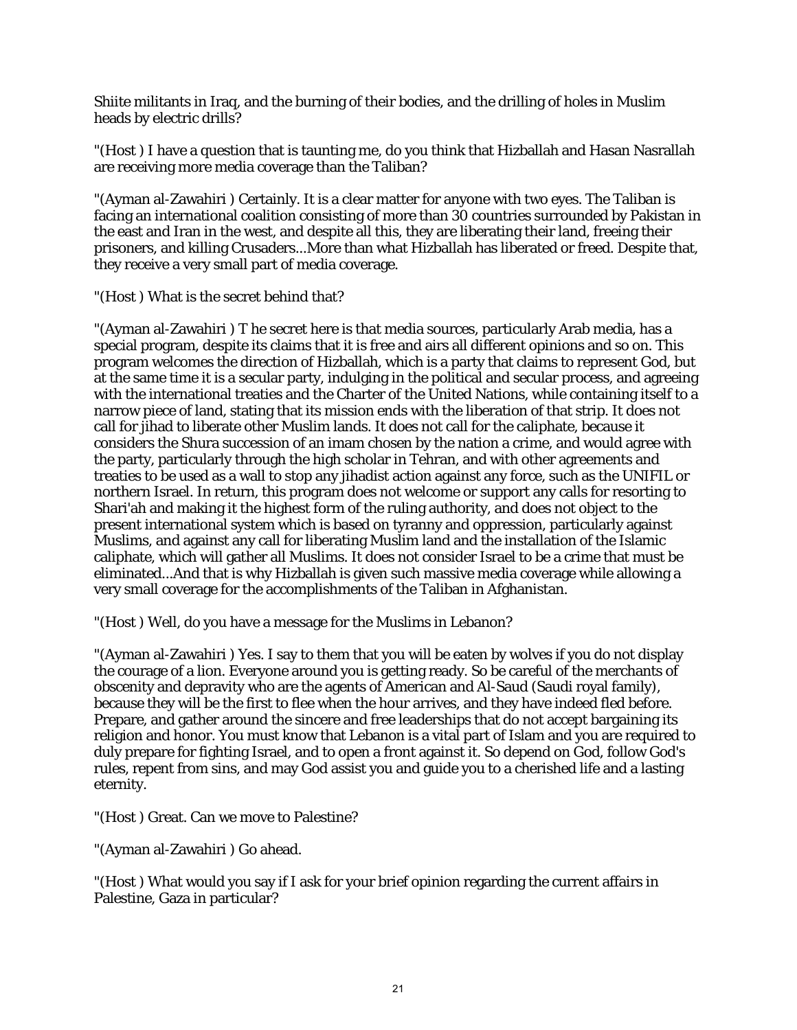Shiite militants in Iraq, and the burning of their bodies, and the drilling of holes in Muslim heads by electric drills?

"(Host ) I have a question that is taunting me, do you think that Hizballah and Hasan Nasrallah are receiving more media coverage than the Taliban?

"(Ayman al-Zawahiri ) Certainly. It is a clear matter for anyone with two eyes. The Taliban is facing an international coalition consisting of more than 30 countries surrounded by Pakistan in the east and Iran in the west, and despite all this, they are liberating their land, freeing their prisoners, and killing Crusaders...More than what Hizballah has liberated or freed. Despite that, they receive a very small part of media coverage.

"(Host ) What is the secret behind that?

"(Ayman al-Zawahiri ) T he secret here is that media sources, particularly Arab media, has a special program, despite its claims that it is free and airs all different opinions and so on. This program welcomes the direction of Hizballah, which is a party that claims to represent God, but at the same time it is a secular party, indulging in the political and secular process, and agreeing with the international treaties and the Charter of the United Nations, while containing itself to a narrow piece of land, stating that its mission ends with the liberation of that strip. It does not call for jihad to liberate other Muslim lands. It does not call for the caliphate, because it considers the Shura succession of an imam chosen by the nation a crime, and would agree with the party, particularly through the high scholar in Tehran, and with other agreements and treaties to be used as a wall to stop any jihadist action against any force, such as the UNIFIL or northern Israel. In return, this program does not welcome or support any calls for resorting to Shari'ah and making it the highest form of the ruling authority, and does not object to the present international system which is based on tyranny and oppression, particularly against Muslims, and against any call for liberating Muslim land and the installation of the Islamic caliphate, which will gather all Muslims. It does not consider Israel to be a crime that must be eliminated...And that is why Hizballah is given such massive media coverage while allowing a very small coverage for the accomplishments of the Taliban in Afghanistan.

"(Host ) Well, do you have a message for the Muslims in Lebanon?

"(Ayman al-Zawahiri ) Yes. I say to them that you will be eaten by wolves if you do not display the courage of a lion. Everyone around you is getting ready. So be careful of the merchants of obscenity and depravity who are the agents of American and Al-Saud (Saudi royal family), because they will be the first to flee when the hour arrives, and they have indeed fled before. Prepare, and gather around the sincere and free leaderships that do not accept bargaining its religion and honor. You must know that Lebanon is a vital part of Islam and you are required to duly prepare for fighting Israel, and to open a front against it. So depend on God, follow God's rules, repent from sins, and may God assist you and guide you to a cherished life and a lasting eternity.

"(Host ) Great. Can we move to Palestine?

"(Ayman al-Zawahiri ) Go ahead.

"(Host ) What would you say if I ask for your brief opinion regarding the current affairs in Palestine, Gaza in particular?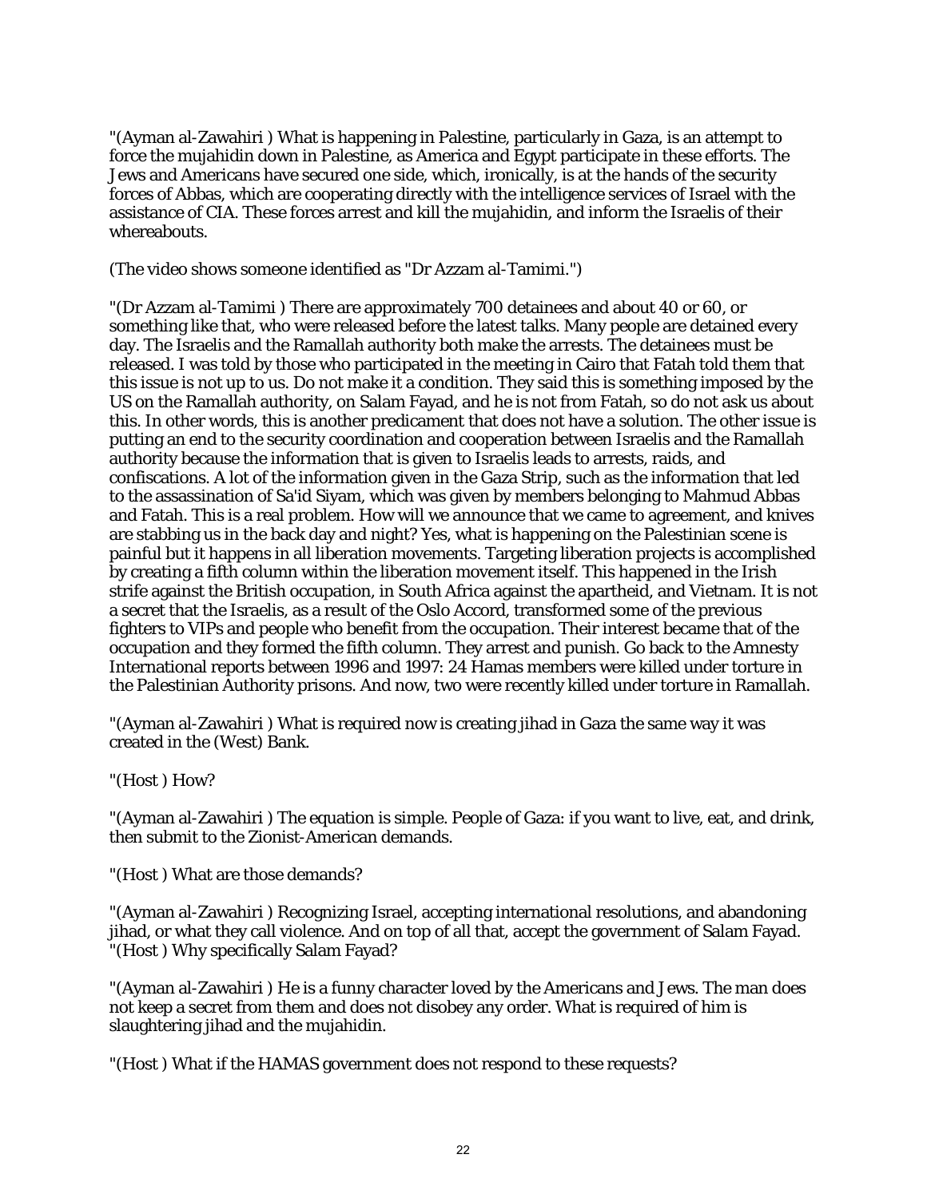"(Ayman al-Zawahiri ) What is happening in Palestine, particularly in Gaza, is an attempt to force the mujahidin down in Palestine, as America and Egypt participate in these efforts. The Jews and Americans have secured one side, which, ironically, is at the hands of the security forces of Abbas, which are cooperating directly with the intelligence services of Israel with the assistance of CIA. These forces arrest and kill the mujahidin, and inform the Israelis of their whereabouts.

(The video shows someone identified as "Dr Azzam al-Tamimi.")

"(Dr Azzam al-Tamimi ) There are approximately 700 detainees and about 40 or 60, or something like that, who were released before the latest talks. Many people are detained every day. The Israelis and the Ramallah authority both make the arrests. The detainees must be released. I was told by those who participated in the meeting in Cairo that Fatah told them that this issue is not up to us. Do not make it a condition. They said this is something imposed by the US on the Ramallah authority, on Salam Fayad, and he is not from Fatah, so do not ask us about this. In other words, this is another predicament that does not have a solution. The other issue is putting an end to the security coordination and cooperation between Israelis and the Ramallah authority because the information that is given to Israelis leads to arrests, raids, and confiscations. A lot of the information given in the Gaza Strip, such as the information that led to the assassination of Sa'id Siyam, which was given by members belonging to Mahmud Abbas and Fatah. This is a real problem. How will we announce that we came to agreement, and knives are stabbing us in the back day and night? Yes, what is happening on the Palestinian scene is painful but it happens in all liberation movements. Targeting liberation projects is accomplished by creating a fifth column within the liberation movement itself. This happened in the Irish strife against the British occupation, in South Africa against the apartheid, and Vietnam. It is not a secret that the Israelis, as a result of the Oslo Accord, transformed some of the previous fighters to VIPs and people who benefit from the occupation. Their interest became that of the occupation and they formed the fifth column. They arrest and punish. Go back to the Amnesty International reports between 1996 and 1997: 24 Hamas members were killed under torture in the Palestinian Authority prisons. And now, two were recently killed under torture in Ramallah.

"(Ayman al-Zawahiri ) What is required now is creating jihad in Gaza the same way it was created in the (West) Bank.

"(Host ) How?

"(Ayman al-Zawahiri ) The equation is simple. People of Gaza: if you want to live, eat, and drink, then submit to the Zionist-American demands.

"(Host ) What are those demands?

"(Ayman al-Zawahiri ) Recognizing Israel, accepting international resolutions, and abandoning jihad, or what they call violence. And on top of all that, accept the government of Salam Fayad.
"(Host ) Why specifically Salam Fayad?

"(Ayman al-Zawahiri ) He is a funny character loved by the Americans and Jews. The man does not keep a secret from them and does not disobey any order. What is required of him is slaughtering jihad and the mujahidin.

"(Host ) What if the HAMAS government does not respond to these requests?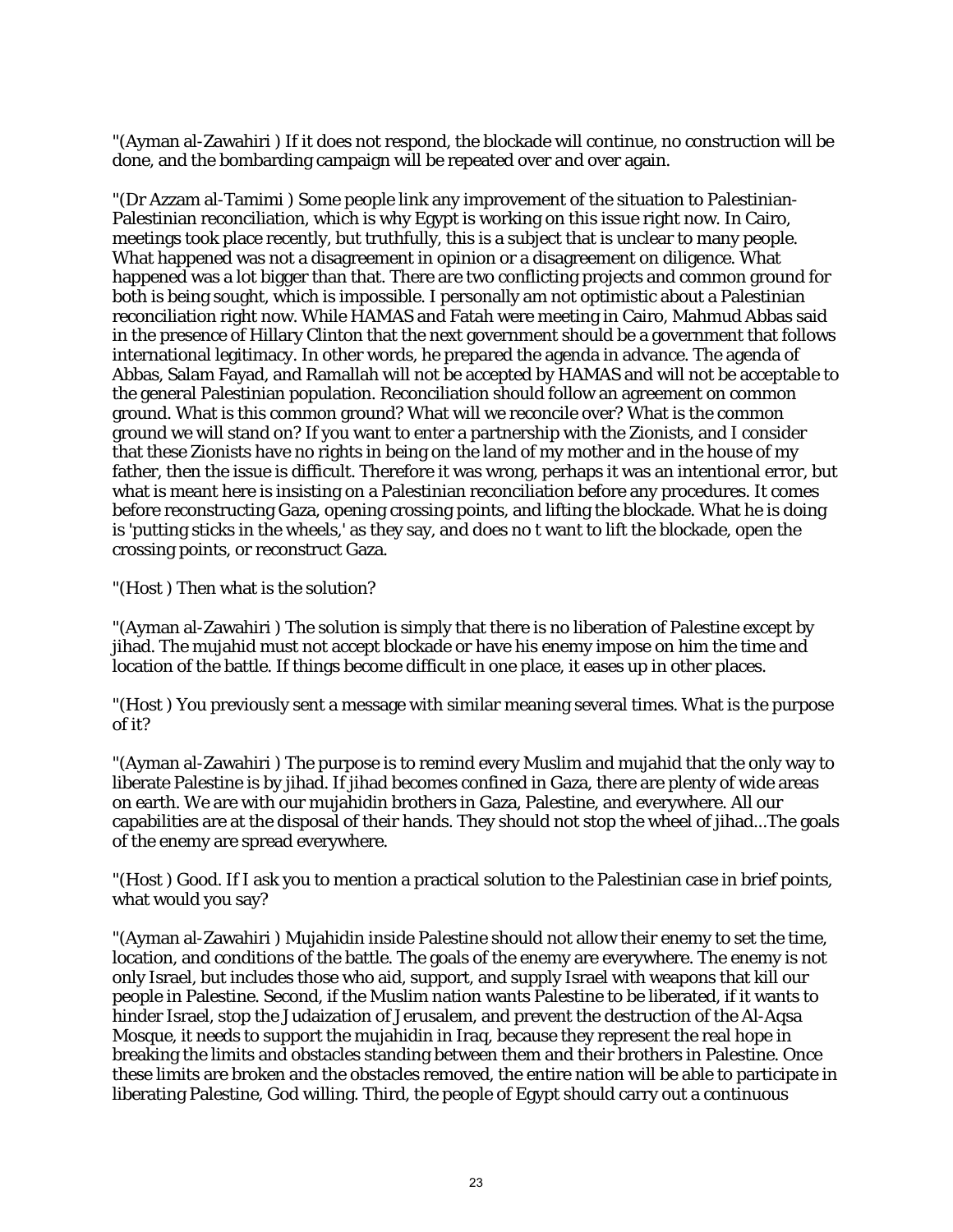"(Ayman al-Zawahiri ) If it does not respond, the blockade will continue, no construction will be done, and the bombarding campaign will be repeated over and over again.

"(Dr Azzam al-Tamimi ) Some people link any improvement of the situation to Palestinian-Palestinian reconciliation, which is why Egypt is working on this issue right now. In Cairo, meetings took place recently, but truthfully, this is a subject that is unclear to many people. What happened was not a disagreement in opinion or a disagreement on diligence. What happened was a lot bigger than that. There are two conflicting projects and common ground for both is being sought, which is impossible. I personally am not optimistic about a Palestinian reconciliation right now. While HAMAS and Fatah were meeting in Cairo, Mahmud Abbas said in the presence of Hillary Clinton that the next government should be a government that follows international legitimacy. In other words, he prepared the agenda in advance. The agenda of Abbas, Salam Fayad, and Ramallah will not be accepted by HAMAS and will not be acceptable to the general Palestinian population. Reconciliation should follow an agreement on common ground. What is this common ground? What will we reconcile over? What is the common ground we will stand on? If you want to enter a partnership with the Zionists, and I consider that these Zionists have no rights in being on the land of my mother and in the house of my father, then the issue is difficult. Therefore it was wrong, perhaps it was an intentional error, but what is meant here is insisting on a Palestinian reconciliation before any procedures. It comes before reconstructing Gaza, opening crossing points, and lifting the blockade. What he is doing is 'putting sticks in the wheels,' as they say, and does no t want to lift the blockade, open the crossing points, or reconstruct Gaza.

"(Host ) Then what is the solution?

"(Ayman al-Zawahiri ) The solution is simply that there is no liberation of Palestine except by jihad. The mujahid must not accept blockade or have his enemy impose on him the time and location of the battle. If things become difficult in one place, it eases up in other places.

"(Host ) You previously sent a message with similar meaning several times. What is the purpose of it?

"(Ayman al-Zawahiri ) The purpose is to remind every Muslim and mujahid that the only way to liberate Palestine is by jihad. If jihad becomes confined in Gaza, there are plenty of wide areas on earth. We are with our mujahidin brothers in Gaza, Palestine, and everywhere. All our capabilities are at the disposal of their hands. They should not stop the wheel of jihad...The goals of the enemy are spread everywhere.

"(Host ) Good. If I ask you to mention a practical solution to the Palestinian case in brief points, what would you say?

"(Ayman al-Zawahiri ) Mujahidin inside Palestine should not allow their enemy to set the time, location, and conditions of the battle. The goals of the enemy are everywhere. The enemy is not only Israel, but includes those who aid, support, and supply Israel with weapons that kill our people in Palestine. Second, if the Muslim nation wants Palestine to be liberated, if it wants to hinder Israel, stop the Judaization of Jerusalem, and prevent the destruction of the Al-Aqsa Mosque, it needs to support the mujahidin in Iraq, because they represent the real hope in breaking the limits and obstacles standing between them and their brothers in Palestine. Once these limits are broken and the obstacles removed, the entire nation will be able to participate in liberating Palestine, God willing. Third, the people of Egypt should carry out a continuous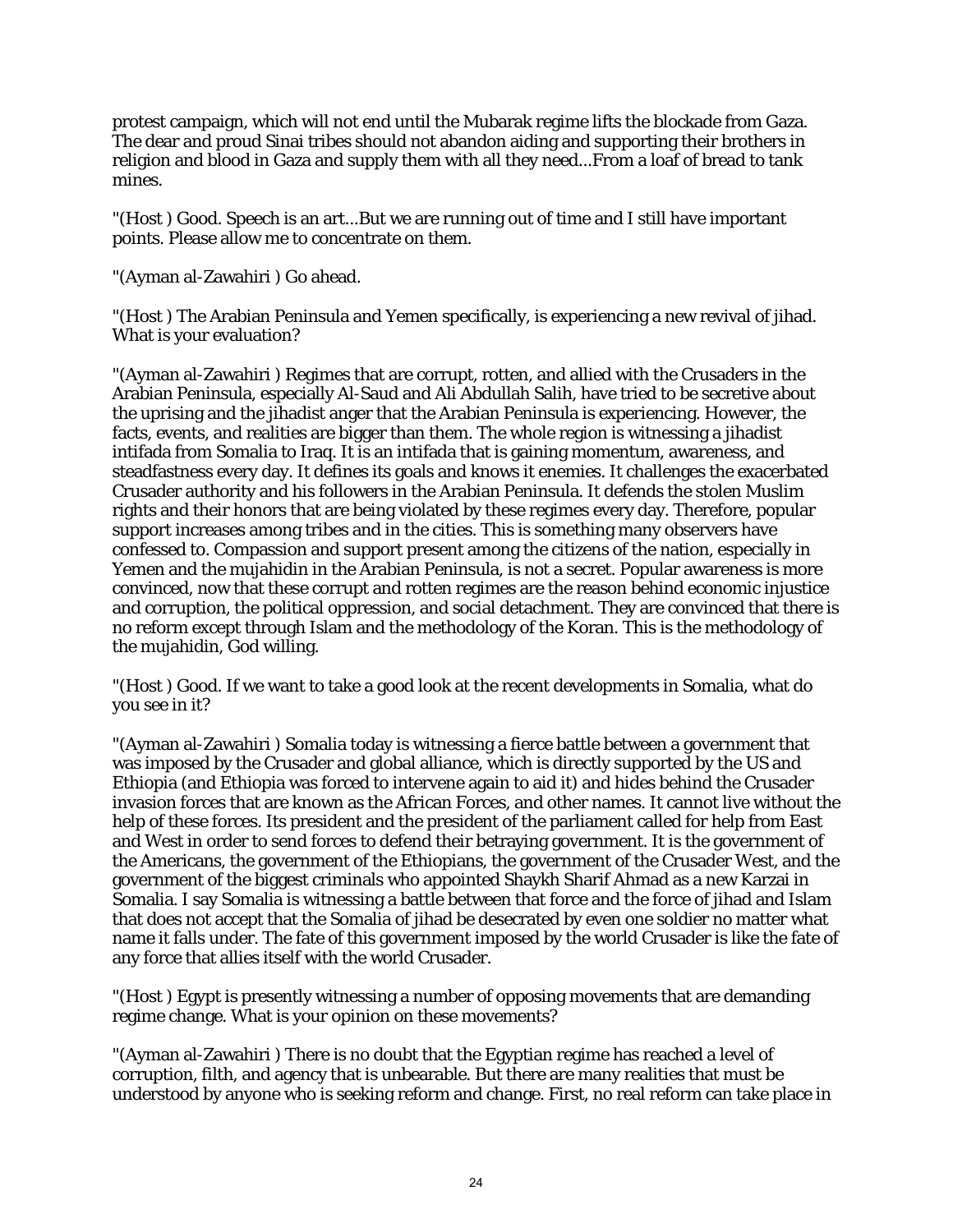protest campaign, which will not end until the Mubarak regime lifts the blockade from Gaza. The dear and proud Sinai tribes should not abandon aiding and supporting their brothers in religion and blood in Gaza and supply them with all they need...From a loaf of bread to tank mines.

"(Host ) Good. Speech is an art...But we are running out of time and I still have important points. Please allow me to concentrate on them.

"(Ayman al-Zawahiri ) Go ahead.

"(Host ) The Arabian Peninsula and Yemen specifically, is experiencing a new revival of jihad. What is your evaluation?

"(Ayman al-Zawahiri ) Regimes that are corrupt, rotten, and allied with the Crusaders in the Arabian Peninsula, especially Al-Saud and Ali Abdullah Salih, have tried to be secretive about the uprising and the jihadist anger that the Arabian Peninsula is experiencing. However, the facts, events, and realities are bigger than them. The whole region is witnessing a jihadist intifada from Somalia to Iraq. It is an intifada that is gaining momentum, awareness, and steadfastness every day. It defines its goals and knows it enemies. It challenges the exacerbated Crusader authority and his followers in the Arabian Peninsula. It defends the stolen Muslim rights and their honors that are being violated by these regimes every day. Therefore, popular support increases among tribes and in the cities. This is something many observers have confessed to. Compassion and support present among the citizens of the nation, especially in Yemen and the mujahidin in the Arabian Peninsula, is not a secret. Popular awareness is more convinced, now that these corrupt and rotten regimes are the reason behind economic injustice and corruption, the political oppression, and social detachment. They are convinced that there is no reform except through Islam and the methodology of the Koran. This is the methodology of the mujahidin, God willing.

"(Host ) Good. If we want to take a good look at the recent developments in Somalia, what do you see in it?

"(Ayman al-Zawahiri ) Somalia today is witnessing a fierce battle between a government that was imposed by the Crusader and global alliance, which is directly supported by the US and Ethiopia (and Ethiopia was forced to intervene again to aid it) and hides behind the Crusader invasion forces that are known as the African Forces, and other names. It cannot live without the help of these forces. Its president and the president of the parliament called for help from East and West in order to send forces to defend their betraying government. It is the government of the Americans, the government of the Ethiopians, the government of the Crusader West, and the government of the biggest criminals who appointed Shaykh Sharif Ahmad as a new Karzai in Somalia. I say Somalia is witnessing a battle between that force and the force of jihad and Islam that does not accept that the Somalia of jihad be desecrated by even one soldier no matter what name it falls under. The fate of this government imposed by the world Crusader is like the fate of any force that allies itself with the world Crusader.

"(Host ) Egypt is presently witnessing a number of opposing movements that are demanding regime change. What is your opinion on these movements?

"(Ayman al-Zawahiri ) There is no doubt that the Egyptian regime has reached a level of corruption, filth, and agency that is unbearable. But there are many realities that must be understood by anyone who is seeking reform and change. First, no real reform can take place in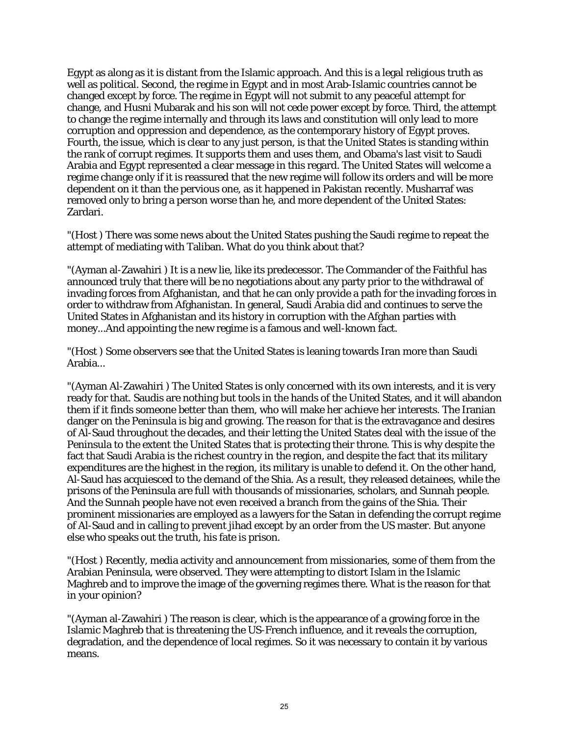Egypt as along as it is distant from the Islamic approach. And this is a legal religious truth as well as political. Second, the regime in Egypt and in most Arab-Islamic countries cannot be changed except by force. The regime in Egypt will not submit to any peaceful attempt for change, and Husni Mubarak and his son will not cede power except by force. Third, the attempt to change the regime internally and through its laws and constitution will only lead to more corruption and oppression and dependence, as the contemporary history of Egypt proves. Fourth, the issue, which is clear to any just person, is that the United States is standing within the rank of corrupt regimes. It supports them and uses them, and Obama's last visit to Saudi Arabia and Egypt represented a clear message in this regard. The United States will welcome a regime change only if it is reassured that the new regime will follow its orders and will be more dependent on it than the pervious one, as it happened in Pakistan recently. Musharraf was removed only to bring a person worse than he, and more dependent of the United States: Zardari.

"(Host ) There was some news about the United States pushing the Saudi regime to repeat the attempt of mediating with Taliban. What do you think about that?

"(Ayman al-Zawahiri ) It is a new lie, like its predecessor. The Commander of the Faithful has announced truly that there will be no negotiations about any party prior to the withdrawal of invading forces from Afghanistan, and that he can only provide a path for the invading forces in order to withdraw from Afghanistan. In general, Saudi Arabia did and continues to serve the United States in Afghanistan and its history in corruption with the Afghan parties with money...And appointing the new regime is a famous and well-known fact.

"(Host ) Some observers see that the United States is leaning towards Iran more than Saudi Arabia...

"(Ayman Al-Zawahiri ) The United States is only concerned with its own interests, and it is very ready for that. Saudis are nothing but tools in the hands of the United States, and it will abandon them if it finds someone better than them, who will make her achieve her interests. The Iranian danger on the Peninsula is big and growing. The reason for that is the extravagance and desires of Al-Saud throughout the decades, and their letting the United States deal with the issue of the Peninsula to the extent the United States that is protecting their throne. This is why despite the fact that Saudi Arabia is the richest country in the region, and despite the fact that its military expenditures are the highest in the region, its military is unable to defend it. On the other hand, Al-Saud has acquiesced to the demand of the Shia. As a result, they released detainees, while the prisons of the Peninsula are full with thousands of missionaries, scholars, and Sunnah people. And the Sunnah people have not even received a branch from the gains of the Shia. Their prominent missionaries are employed as a lawyers for the Satan in defending the corrupt regime of Al-Saud and in calling to prevent jihad except by an order from the US master. But anyone else who speaks out the truth, his fate is prison.

"(Host ) Recently, media activity and announcement from missionaries, some of them from the Arabian Peninsula, were observed. They were attempting to distort Islam in the Islamic Maghreb and to improve the image of the governing regimes there. What is the reason for that in your opinion?

"(Ayman al-Zawahiri ) The reason is clear, which is the appearance of a growing force in the Islamic Maghreb that is threatening the US-French influence, and it reveals the corruption, degradation, and the dependence of local regimes. So it was necessary to contain it by various means.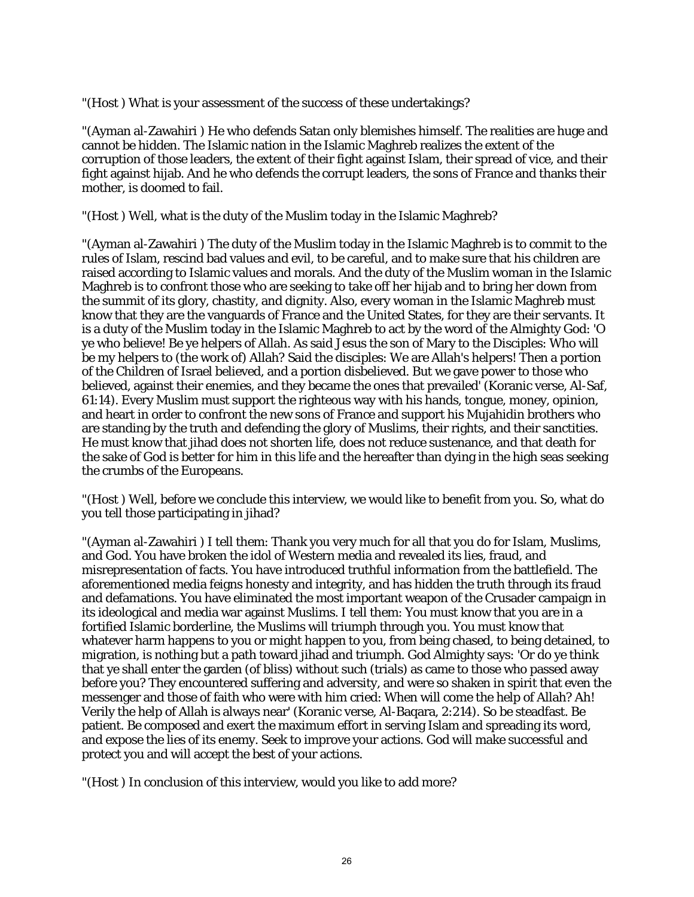"(Host ) What is your assessment of the success of these undertakings?

"(Ayman al-Zawahiri ) He who defends Satan only blemishes himself. The realities are huge and cannot be hidden. The Islamic nation in the Islamic Maghreb realizes the extent of the corruption of those leaders, the extent of their fight against Islam, their spread of vice, and their fight against hijab. And he who defends the corrupt leaders, the sons of France and thanks their mother, is doomed to fail.

"(Host ) Well, what is the duty of the Muslim today in the Islamic Maghreb?

"(Ayman al-Zawahiri ) The duty of the Muslim today in the Islamic Maghreb is to commit to the rules of Islam, rescind bad values and evil, to be careful, and to make sure that his children are raised according to Islamic values and morals. And the duty of the Muslim woman in the Islamic Maghreb is to confront those who are seeking to take off her hijab and to bring her down from the summit of its glory, chastity, and dignity. Also, every woman in the Islamic Maghreb must know that they are the vanguards of France and the United States, for they are their servants. It is a duty of the Muslim today in the Islamic Maghreb to act by the word of the Almighty God: 'O ye who believe! Be ye helpers of Allah. As said Jesus the son of Mary to the Disciples: Who will be my helpers to (the work of) Allah? Said the disciples: We are Allah's helpers! Then a portion of the Children of Israel believed, and a portion disbelieved. But we gave power to those who believed, against their enemies, and they became the ones that prevailed' (Koranic verse, Al-Saf, 61:14). Every Muslim must support the righteous way with his hands, tongue, money, opinion, and heart in order to confront the new sons of France and support his Mujahidin brothers who are standing by the truth and defending the glory of Muslims, their rights, and their sanctities. He must know that jihad does not shorten life, does not reduce sustenance, and that death for the sake of God is better for him in this life and the hereafter than dying in the high seas seeking the crumbs of the Europeans.

"(Host ) Well, before we conclude this interview, we would like to benefit from you. So, what do you tell those participating in jihad?

"(Ayman al-Zawahiri ) I tell them: Thank you very much for all that you do for Islam, Muslims, and God. You have broken the idol of Western media and revealed its lies, fraud, and misrepresentation of facts. You have introduced truthful information from the battlefield. The aforementioned media feigns honesty and integrity, and has hidden the truth through its fraud and defamations. You have eliminated the most important weapon of the Crusader campaign in its ideological and media war against Muslims. I tell them: You must know that you are in a fortified Islamic borderline, the Muslims will triumph through you. You must know that whatever harm happens to you or might happen to you, from being chased, to being detained, to migration, is nothing but a path toward jihad and triumph. God Almighty says: 'Or do ye think that ye shall enter the garden (of bliss) without such (trials) as came to those who passed away before you? They encountered suffering and adversity, and were so shaken in spirit that even the messenger and those of faith who were with him cried: When will come the help of Allah? Ah! Verily the help of Allah is always near' (Koranic verse, Al-Baqara, 2:214). So be steadfast. Be patient. Be composed and exert the maximum effort in serving Islam and spreading its word, and expose the lies of its enemy. Seek to improve your actions. God will make successful and protect you and will accept the best of your actions.

"(Host ) In conclusion of this interview, would you like to add more?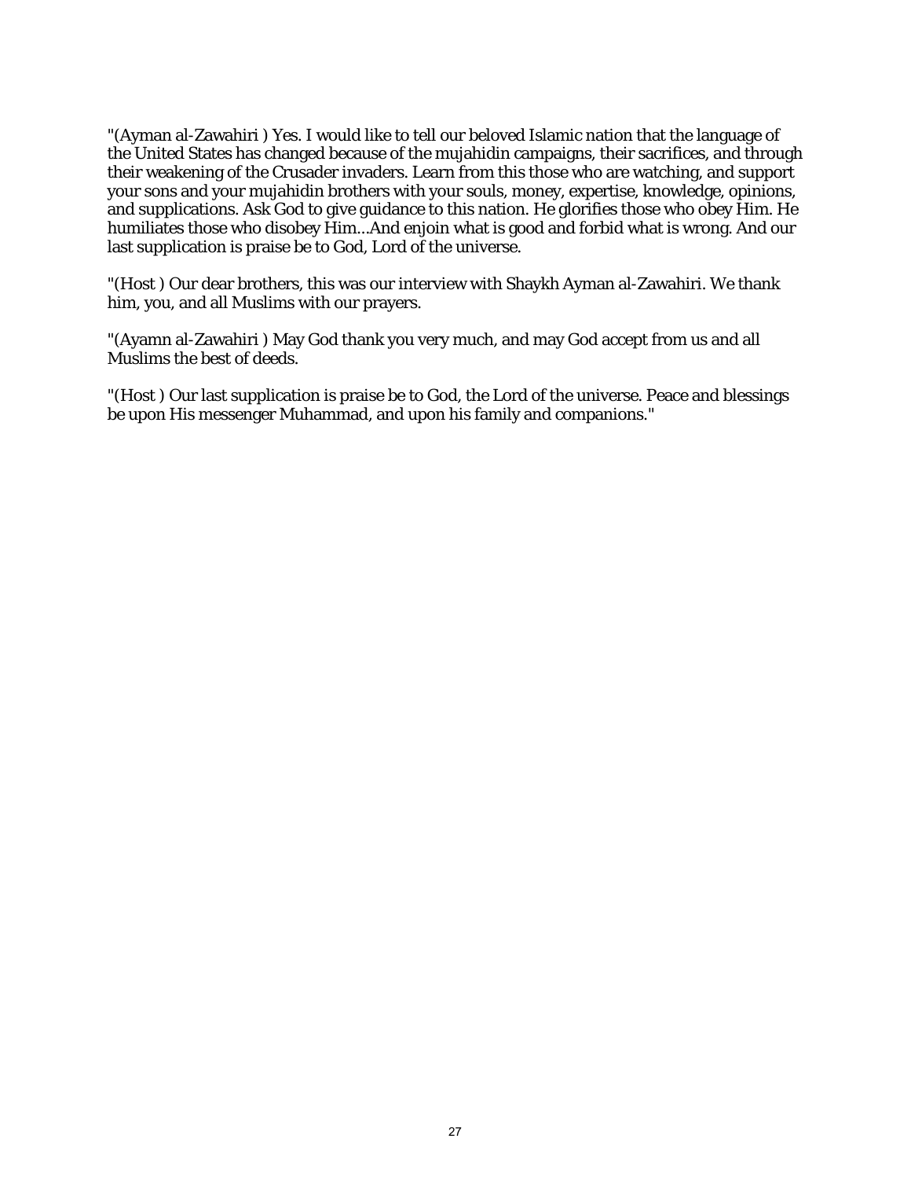"(Ayman al-Zawahiri ) Yes. I would like to tell our beloved Islamic nation that the language of the United States has changed because of the mujahidin campaigns, their sacrifices, and through their weakening of the Crusader invaders. Learn from this those who are watching, and support your sons and your mujahidin brothers with your souls, money, expertise, knowledge, opinions, and supplications. Ask God to give guidance to this nation. He glorifies those who obey Him. He humiliates those who disobey Him...And enjoin what is good and forbid what is wrong. And our last supplication is praise be to God, Lord of the universe.

"(Host ) Our dear brothers, this was our interview with Shaykh Ayman al-Zawahiri. We thank him, you, and all Muslims with our prayers.

"(Ayamn al-Zawahiri ) May God thank you very much, and may God accept from us and all Muslims the best of deeds.

"(Host ) Our last supplication is praise be to God, the Lord of the universe. Peace and blessings be upon His messenger Muhammad, and upon his family and companions."